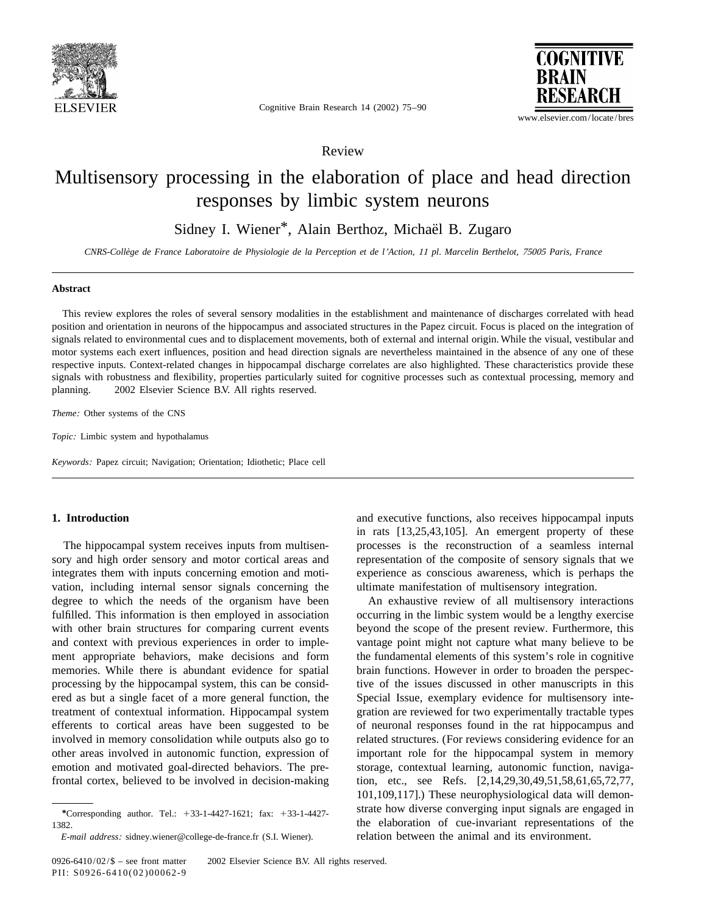Review

# Multisensory processing in the elaboration of place and head direction responses by limbic system neurons

Sidney I. Wiener*, Alain Berthoz, Michaël B. Zugaro

*CNRS-Collège de France Laboratoire de Physiologie de la Perception et de l'Action, 11 pl. Marcelin Berthelot, 75005 Paris, France*

---

## Abstract

This review explores the roles of several sensory modalities in the establishment and maintenance of discharges correlated with head position and orientation in neurons of the hippocampus and associated structures in the Papez circuit. Focus is placed on the integration of signals related to environmental cues and to displacement movements, both of external and internal origin. While the visual, vestibular and motor systems each exert influences, position and head direction signals are nevertheless maintained in the absence of any one of these respective inputs. Context-related changes in hippocampal discharge correlates are also highlighted. These characteristics provide these signals with robustness and flexibility, properties particularly suited for cognitive processes such as contextual processing, memory and planning. © 2002 Elsevier Science B.V. All rights reserved.

*Theme:* Other systems of the CNS

*Topic:* Limbic system and hypothalamus

*Keywords:* Papez circuit; Navigation; Orientation; Idiothetic; Place cell

---

## 1. Introduction

The hippocampal system receives inputs from multisensory and high order sensory and motor cortical areas and integrates them with inputs concerning emotion and motivation, including internal sensor signals concerning the degree to which the needs of the organism have been fulfilled. This information is then employed in association with other brain structures for comparing current events and context with previous experiences in order to implement appropriate behaviors, make decisions and form memories. While there is abundant evidence for spatial processing by the hippocampal system, this can be considered as but a single facet of a more general function, the treatment of contextual information. Hippocampal system efferents to cortical areas have been suggested to be involved in memory consolidation while outputs also go to other areas involved in autonomic function, expression of emotion and motivated goal-directed behaviors. The prefrontal cortex, believed to be involved in decision-making and executive functions, also receives hippocampal inputs in rats [13,25,43,105]. An emergent property of these processes is the reconstruction of a seamless internal representation of the composite of sensory signals that we experience as conscious awareness, which is perhaps the ultimate manifestation of multisensory integration.

An exhaustive review of all multisensory interactions occurring in the limbic system would be a lengthy exercise beyond the scope of the present review. Furthermore, this vantage point might not capture what many believe to be the fundamental elements of this system's role in cognitive brain functions. However in order to broaden the perspective of the issues discussed in other manuscripts in this Special Issue, exemplary evidence for multisensory integration are reviewed for two experimentally tractable types of neuronal responses found in the rat hippocampus and related structures. (For reviews considering evidence for an important role for the hippocampal system in memory storage, contextual learning, autonomic function, navigation, etc., see Refs. [2,14,29,30,49,51,58,61,65,72,77,101,109,117].) These neurophysiological data will demonstrate how diverse converging input signals are engaged in the elaboration of cue-invariant representations of the relation between the animal and its environment.

---

*Corresponding author. Tel.: +33-1-4427-1621; fax: +33-1-4427-1382.

*E-mail address:* sidney.wiener@college-de-france.fr (S.I. Wiener).

0926-6410/02/$ – see front matter © 2002 Elsevier Science B.V. All rights reserved.
PII: S0926-6410(02)00062-9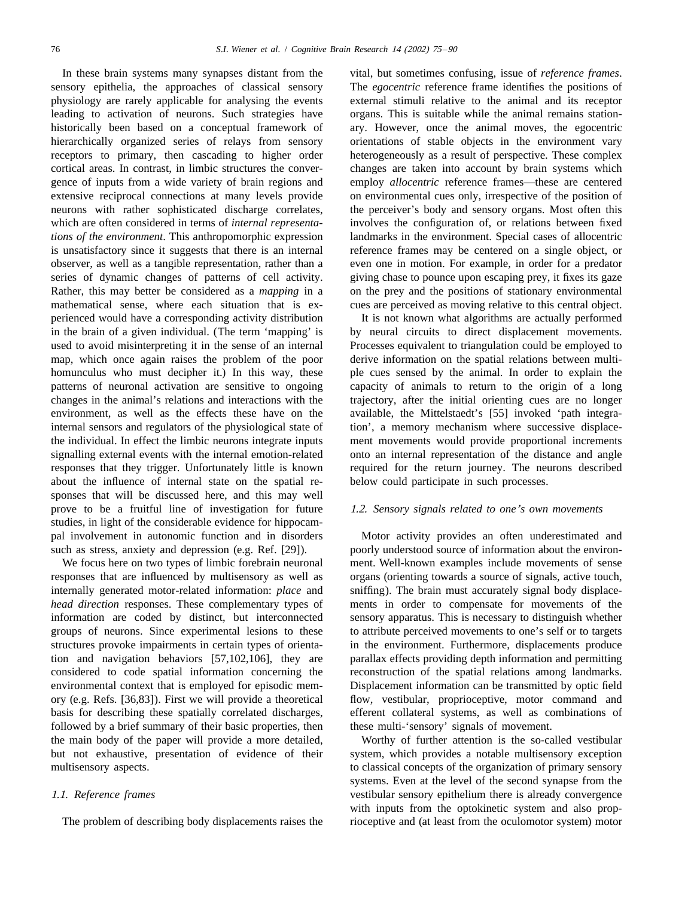In these brain systems many synapses distant from the sensory epithelia, the approaches of classical sensory physiology are rarely applicable for analysing the events leading to activation of neurons. Such strategies have historically been based on a conceptual framework of hierarchically organized series of relays from sensory receptors to primary, then cascading to higher order cortical areas. In contrast, in limbic structures the convergence of inputs from a wide variety of brain regions and extensive reciprocal connections at many levels provide neurons with rather sophisticated discharge correlates, which are often considered in terms of *internal representations of the environment*. This anthropomorphic expression is unsatisfactory since it suggests that there is an internal observer, as well as a tangible representation, rather than a series of dynamic changes of patterns of cell activity. Rather, this may better be considered as a *mapping* in a mathematical sense, where each situation that is experienced would have a corresponding activity distribution in the brain of a given individual. (The term 'mapping' is used to avoid misinterpreting it in the sense of an internal map, which once again raises the problem of the poor homunculus who must decipher it.) In this way, these patterns of neuronal activation are sensitive to ongoing changes in the animal's relations and interactions with the environment, as well as the effects these have on the internal sensors and regulators of the physiological state of the individual. In effect the limbic neurons integrate inputs signalling external events with the internal emotion-related responses that they trigger. Unfortunately little is known about the influence of internal state on the spatial responses that will be discussed here, and this may well prove to be a fruitful line of investigation for future studies, in light of the considerable evidence for hippocampal involvement in autonomic function and in disorders such as stress, anxiety and depression (e.g. Ref. [29]).

We focus here on two types of limbic forebrain neuronal responses that are influenced by multisensory as well as internally generated motor-related information: *place* and *head direction* responses. These complementary types of information are coded by distinct, but interconnected groups of neurons. Since experimental lesions to these structures provoke impairments in certain types of orientation and navigation behaviors [57,102,106], they are considered to code spatial information concerning the environmental context that is employed for episodic memory (e.g. Refs. [36,83]). First we will provide a theoretical basis for describing these spatially correlated discharges, followed by a brief summary of their basic properties, then the main body of the paper will provide a more detailed, but not exhaustive, presentation of evidence of their multisensory aspects.

### 1.1. Reference frames

The problem of describing body displacements raises the vital, but sometimes confusing, issue of *reference frames*. The *egocentric* reference frame identifies the positions of external stimuli relative to the animal and its receptor organs. This is suitable while the animal remains stationary. However, once the animal moves, the egocentric orientations of stable objects in the environment vary heterogeneously as a result of perspective. These complex changes are taken into account by brain systems which employ *allocentric* reference frames—these are centered on environmental cues only, irrespective of the position of the perceiver's body and sensory organs. Most often this involves the configuration of, or relations between fixed landmarks in the environment. Special cases of allocentric reference frames may be centered on a single object, or even one in motion. For example, in order for a predator giving chase to pounce upon escaping prey, it fixes its gaze on the prey and the positions of stationary environmental cues are perceived as moving relative to this central object.

It is not known what algorithms are actually performed by neural circuits to direct displacement movements. Processes equivalent to triangulation could be employed to derive information on the spatial relations between multiple cues sensed by the animal. In order to explain the capacity of animals to return to the origin of a long trajectory, after the initial orienting cues are no longer available, the Mittelstaedt's [55] invoked 'path integration', a memory mechanism where successive displacement movements would provide proportional increments onto an internal representation of the distance and angle required for the return journey. The neurons described below could participate in such processes.

### 1.2. Sensory signals related to one's own movements

Motor activity provides an often underestimated and poorly understood source of information about the environment. Well-known examples include movements of sense organs (orienting towards a source of signals, active touch, sniffing). The brain must accurately signal body displacements in order to compensate for movements of the sensory apparatus. This is necessary to distinguish whether to attribute perceived movements to one's self or to targets in the environment. Furthermore, displacements produce parallax effects providing depth information and permitting reconstruction of the spatial relations among landmarks. Displacement information can be transmitted by optic field flow, vestibular, proprioceptive, motor command and efferent collateral systems, as well as combinations of these multi-'sensory' signals of movement.

Worthy of further attention is the so-called vestibular system, which provides a notable multisensory exception to classical concepts of the organization of primary sensory systems. Even at the level of the second synapse from the vestibular sensory epithelium there is already convergence with inputs from the optokinetic system and also proprioceptive and (at least from the oculomotor system) motor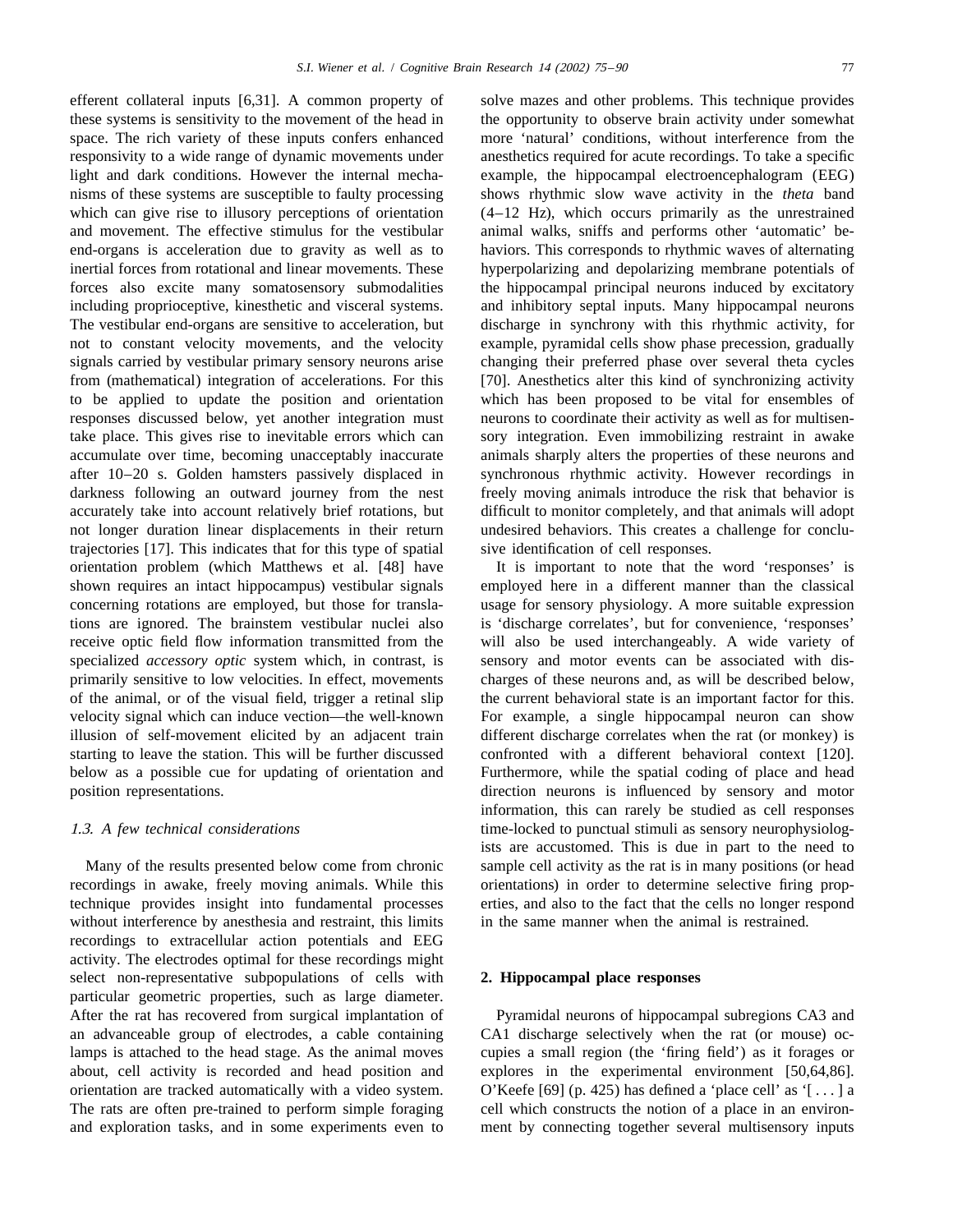efferent collateral inputs [6,31]. A common property of these systems is sensitivity to the movement of the head in space. The rich variety of these inputs confers enhanced responsivity to a wide range of dynamic movements under light and dark conditions. However the internal mechanisms of these systems are susceptible to faulty processing which can give rise to illusory perceptions of orientation and movement. The effective stimulus for the vestibular end-organs is acceleration due to gravity as well as to inertial forces from rotational and linear movements. These forces also excite many somatosensory submodalities including proprioceptive, kinesthetic and visceral systems. The vestibular end-organs are sensitive to acceleration, but not to constant velocity movements, and the velocity signals carried by vestibular primary sensory neurons arise from (mathematical) integration of accelerations. For this to be applied to update the position and orientation responses discussed below, yet another integration must take place. This gives rise to inevitable errors which can accumulate over time, becoming unacceptably inaccurate after 10–20 s. Golden hamsters passively displaced in darkness following an outward journey from the nest accurately take into account relatively brief rotations, but not longer duration linear displacements in their return trajectories [17]. This indicates that for this type of spatial orientation problem (which Matthews et al. [48] have shown requires an intact hippocampus) vestibular signals concerning rotations are employed, but those for translations are ignored. The brainstem vestibular nuclei also receive optic field flow information transmitted from the specialized *accessory optic* system which, in contrast, is primarily sensitive to low velocities. In effect, movements of the animal, or of the visual field, trigger a retinal slip velocity signal which can induce vection—the well-known illusion of self-movement elicited by an adjacent train starting to leave the station. This will be further discussed below as a possible cue for updating of orientation and position representations.

### *1.3. A few technical considerations*

Many of the results presented below come from chronic recordings in awake, freely moving animals. While this technique provides insight into fundamental processes without interference by anesthesia and restraint, this limits recordings to extracellular action potentials and EEG activity. The electrodes optimal for these recordings might select non-representative subpopulations of cells with particular geometric properties, such as large diameter. After the rat has recovered from surgical implantation of an advanceable group of electrodes, a cable containing lamps is attached to the head stage. As the animal moves about, cell activity is recorded and head position and orientation are tracked automatically with a video system. The rats are often pre-trained to perform simple foraging and exploration tasks, and in some experiments even to solve mazes and other problems. This technique provides the opportunity to observe brain activity under somewhat more 'natural' conditions, without interference from the anesthetics required for acute recordings. To take a specific example, the hippocampal electroencephalogram (EEG) shows rhythmic slow wave activity in the *theta* band (4–12 Hz), which occurs primarily as the unrestrained animal walks, sniffs and performs other 'automatic' behaviors. This corresponds to rhythmic waves of alternating hyperpolarizing and depolarizing membrane potentials of the hippocampal principal neurons induced by excitatory and inhibitory septal inputs. Many hippocampal neurons discharge in synchrony with this rhythmic activity, for example, pyramidal cells show phase precession, gradually changing their preferred phase over several theta cycles [70]. Anesthetics alter this kind of synchronizing activity which has been proposed to be vital for ensembles of neurons to coordinate their activity as well as for multisensory integration. Even immobilizing restraint in awake animals sharply alters the properties of these neurons and synchronous rhythmic activity. However recordings in freely moving animals introduce the risk that behavior is difficult to monitor completely, and that animals will adopt undesired behaviors. This creates a challenge for conclusive identification of cell responses.

It is important to note that the word 'responses' is employed here in a different manner than the classical usage for sensory physiology. A more suitable expression is 'discharge correlates', but for convenience, 'responses' will also be used interchangeably. A wide variety of sensory and motor events can be associated with discharges of these neurons and, as will be described below, the current behavioral state is an important factor for this. For example, a single hippocampal neuron can show different discharge correlates when the rat (or monkey) is confronted with a different behavioral context [120]. Furthermore, while the spatial coding of place and head direction neurons is influenced by sensory and motor information, this can rarely be studied as cell responses time-locked to punctual stimuli as sensory neurophysiologists are accustomed. This is due in part to the need to sample cell activity as the rat is in many positions (or head orientations) in order to determine selective firing properties, and also to the fact that the cells no longer respond in the same manner when the animal is restrained.

## 2. Hippocampal place responses

Pyramidal neurons of hippocampal subregions CA3 and CA1 discharge selectively when the rat (or mouse) occupies a small region (the 'firing field') as it forages or explores in the experimental environment [50,64,86]. O'Keefe [69] (p. 425) has defined a 'place cell' as '[ . . . ] a cell which constructs the notion of a place in an environment by connecting together several multisensory inputs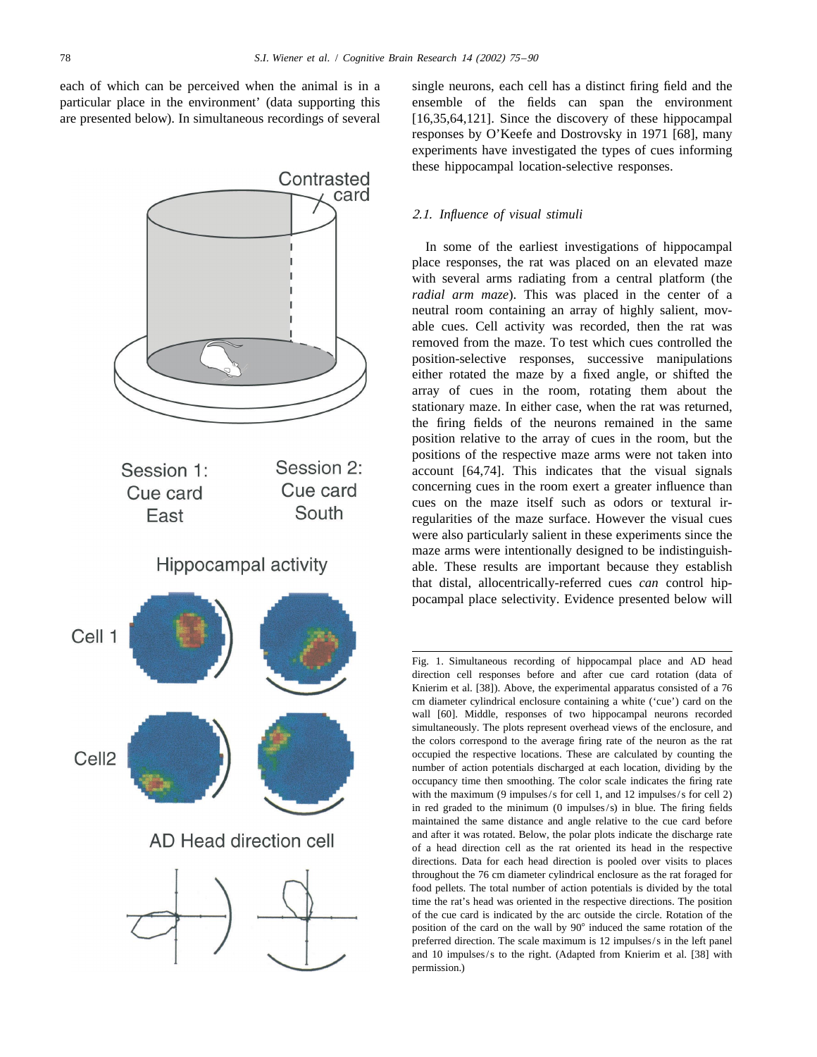each of which can be perceived when the animal is in a particular place in the environment' (data supporting this are presented below). In simultaneous recordings of several single neurons, each cell has a distinct firing field and the ensemble of the fields can span the environment [16,35,64,121]. Since the discovery of these hippocampal responses by O'Keefe and Dostrovsky in 1971 [68], many experiments have investigated the types of cues informing these hippocampal location-selective responses.

### 2.1. Influence of visual stimuli

In some of the earliest investigations of hippocampal place responses, the rat was placed on an elevated maze with several arms radiating from a central platform (the *radial arm maze*). This was placed in the center of a neutral room containing an array of highly salient, movable cues. Cell activity was recorded, then the rat was removed from the maze. To test which cues controlled the position-selective responses, successive manipulations either rotated the maze by a fixed angle, or shifted the array of cues in the room, rotating them about the stationary maze. In either case, when the rat was returned, the firing fields of the neurons remained in the same position relative to the array of cues in the room, but the positions of the respective maze arms were not taken into account [64,74]. This indicates that the visual signals concerning cues in the room exert a greater influence than cues on the maze itself such as odors or textural irregularities of the maze surface. However the visual cues were also particularly salient in these experiments since the maze arms were intentionally designed to be indistinguishable. These results are important because they establish that distal, allocentrically-referred cues *can* control hippocampal place selectivity. Evidence presented below will

Fig. 1. Simultaneous recording of hippocampal place and AD head direction cell responses before and after cue card rotation (data of Knierim et al. [38]). Above, the experimental apparatus consisted of a 76 cm diameter cylindrical enclosure containing a white ('cue') card on the wall [60]. Middle, responses of two hippocampal neurons recorded simultaneously. The plots represent overhead views of the enclosure, and the colors correspond to the average firing rate of the neuron as the rat occupied the respective locations. These are calculated by counting the number of action potentials discharged at each location, dividing by the occupancy time then smoothing. The color scale indicates the firing rate with the maximum (9 impulses/s for cell 1, and 12 impulses/s for cell 2) in red graded to the minimum (0 impulses/s) in blue. The firing fields maintained the same distance and angle relative to the cue card before and after it was rotated. Below, the polar plots indicate the discharge rate of a head direction cell as the rat oriented its head in the respective directions. Data for each head direction is pooled over visits to places throughout the 76 cm diameter cylindrical enclosure as the rat foraged for food pellets. The total number of action potentials is divided by the total time the rat's head was oriented in the respective directions. The position of the cue card is indicated by the arc outside the circle. Rotation of the position of the card on the wall by 90° induced the same rotation of the preferred direction. The scale maximum is 12 impulses/s in the left panel and 10 impulses/s to the right. (Adapted from Knierim et al. [38] with permission.)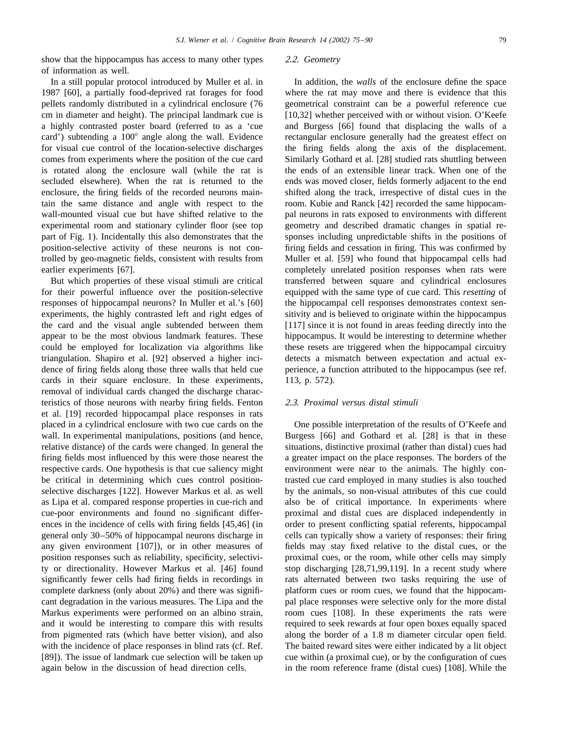show that the hippocampus has access to many other types of information as well.

In a still popular protocol introduced by Muller et al. in 1987 [60], a partially food-deprived rat forages for food pellets randomly distributed in a cylindrical enclosure (76 cm in diameter and height). The principal landmark cue is a highly contrasted poster board (referred to as a 'cue card') subtending a 100° angle along the wall. Evidence for visual cue control of the location-selective discharges comes from experiments where the position of the cue card is rotated along the enclosure wall (while the rat is secluded elsewhere). When the rat is returned to the enclosure, the firing fields of the recorded neurons maintain the same distance and angle with respect to the wall-mounted visual cue but have shifted relative to the experimental room and stationary cylinder floor (see top part of Fig. 1). Incidentally this also demonstrates that the position-selective activity of these neurons is not controlled by geo-magnetic fields, consistent with results from earlier experiments [67].

But which properties of these visual stimuli are critical for their powerful influence over the position-selective responses of hippocampal neurons? In Muller et al.'s [60] experiments, the highly contrasted left and right edges of the card and the visual angle subtended between them appear to be the most obvious landmark features. These could be employed for localization via algorithms like triangulation. Shapiro et al. [92] observed a higher incidence of firing fields along those three walls that held cue cards in their square enclosure. In these experiments, removal of individual cards changed the discharge characteristics of those neurons with nearby firing fields. Fenton et al. [19] recorded hippocampal place responses in rats placed in a cylindrical enclosure with two cue cards on the wall. In experimental manipulations, positions (and hence, relative distance) of the cards were changed. In general the firing fields most influenced by this were those nearest the respective cards. One hypothesis is that cue saliency might be critical in determining which cues control position-selective discharges [122]. However Markus et al. as well as Lipa et al. compared response properties in cue-rich and cue-poor environments and found no significant differences in the incidence of cells with firing fields [45,46] (in general only 30–50% of hippocampal neurons discharge in any given environment [107]), or in other measures of position responses such as reliability, specificity, selectivity or directionality. However Markus et al. [46] found significantly fewer cells had firing fields in recordings in complete darkness (only about 20%) and there was significant degradation in the various measures. The Lipa and the Markus experiments were performed on an albino strain, and it would be interesting to compare this with results from pigmented rats (which have better vision), and also with the incidence of place responses in blind rats (cf. Ref. [89]). The issue of landmark cue selection will be taken up again below in the discussion of head direction cells.

## 2.2. Geometry

In addition, the *walls* of the enclosure define the space where the rat may move and there is evidence that this geometrical constraint can be a powerful reference cue [10,32] whether perceived with or without vision. O'Keefe and Burgess [66] found that displacing the walls of a rectangular enclosure generally had the greatest effect on the firing fields along the axis of the displacement. Similarly Gothard et al. [28] studied rats shuttling between the ends of an extensible linear track. When one of the ends was moved closer, fields formerly adjacent to the end shifted along the track, irrespective of distal cues in the room. Kubie and Ranck [42] recorded the same hippocampal neurons in rats exposed to environments with different geometry and described dramatic changes in spatial responses including unpredictable shifts in the positions of firing fields and cessation in firing. This was confirmed by Muller et al. [59] who found that hippocampal cells had completely unrelated position responses when rats were transferred between square and cylindrical enclosures equipped with the same type of cue card. This *resetting* of the hippocampal cell responses demonstrates context sensitivity and is believed to originate within the hippocampus [117] since it is not found in areas feeding directly into the hippocampus. It would be interesting to determine whether these resets are triggered when the hippocampal circuitry detects a mismatch between expectation and actual experience, a function attributed to the hippocampus (see ref. 113, p. 572).

## 2.3. Proximal versus distal stimuli

One possible interpretation of the results of O'Keefe and Burgess [66] and Gothard et al. [28] is that in these situations, distinctive proximal (rather than distal) cues had a greater impact on the place responses. The borders of the environment were near to the animals. The highly contrasted cue card employed in many studies is also touched by the animals, so non-visual attributes of this cue could also be of critical importance. In experiments where proximal and distal cues are displaced independently in order to present conflicting spatial referents, hippocampal cells can typically show a variety of responses: their firing fields may stay fixed relative to the distal cues, or the proximal cues, or the room, while other cells may simply stop discharging [28,71,99,119]. In a recent study where rats alternated between two tasks requiring the use of platform cues or room cues, we found that the hippocampal place responses were selective only for the more distal room cues [108]. In these experiments the rats were required to seek rewards at four open boxes equally spaced along the border of a 1.8 m diameter circular open field. The baited reward sites were either indicated by a lit object cue within (a proximal cue), or by the configuration of cues in the room reference frame (distal cues) [108]. While the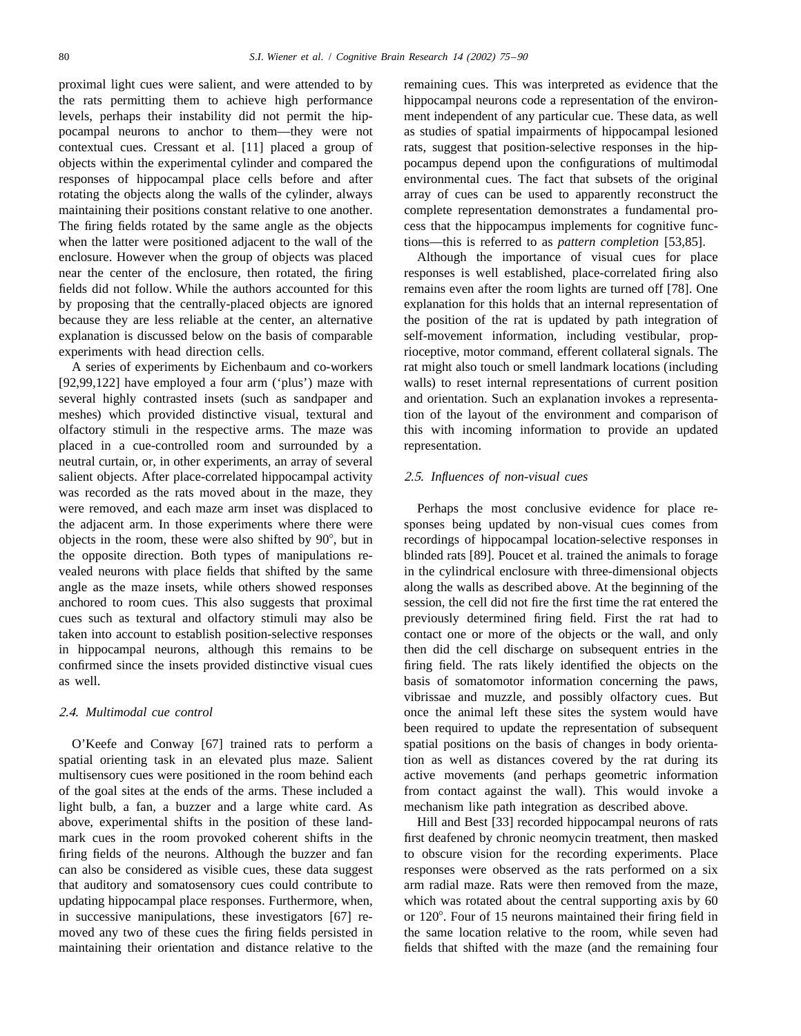proximal light cues were salient, and were attended to by the rats permitting them to achieve high performance levels, perhaps their instability did not permit the hippocampal neurons to anchor to them—they were not contextual cues. Cressant et al. [11] placed a group of objects within the experimental cylinder and compared the responses of hippocampal place cells before and after rotating the objects along the walls of the cylinder, always maintaining their positions constant relative to one another. The firing fields rotated by the same angle as the objects when the latter were positioned adjacent to the wall of the enclosure. However when the group of objects was placed near the center of the enclosure, then rotated, the firing fields did not follow. While the authors accounted for this by proposing that the centrally-placed objects are ignored because they are less reliable at the center, an alternative explanation is discussed below on the basis of comparable experiments with head direction cells.

A series of experiments by Eichenbaum and co-workers [92,99,122] have employed a four arm ('plus') maze with several highly contrasted insets (such as sandpaper and meshes) which provided distinctive visual, textural and olfactory stimuli in the respective arms. The maze was placed in a cue-controlled room and surrounded by a neutral curtain, or, in other experiments, an array of several salient objects. After place-correlated hippocampal activity was recorded as the rats moved about in the maze, they were removed, and each maze arm inset was displaced to the adjacent arm. In those experiments where there were objects in the room, these were also shifted by 90°, but in the opposite direction. Both types of manipulations revealed neurons with place fields that shifted by the same angle as the maze insets, while others showed responses anchored to room cues. This also suggests that proximal cues such as textural and olfactory stimuli may also be taken into account to establish position-selective responses in hippocampal neurons, although this remains to be confirmed since the insets provided distinctive visual cues as well.

### 2.4. Multimodal cue control

O'Keefe and Conway [67] trained rats to perform a spatial orienting task in an elevated plus maze. Salient multisensory cues were positioned in the room behind each of the goal sites at the ends of the arms. These included a light bulb, a fan, a buzzer and a large white card. As above, experimental shifts in the position of these landmark cues in the room provoked coherent shifts in the firing fields of the neurons. Although the buzzer and fan can also be considered as visible cues, these data suggest that auditory and somatosensory cues could contribute to updating hippocampal place responses. Furthermore, when, in successive manipulations, these investigators [67] removed any two of these cues the firing fields persisted in maintaining their orientation and distance relative to the remaining cues. This was interpreted as evidence that the hippocampal neurons code a representation of the environment independent of any particular cue. These data, as well as studies of spatial impairments of hippocampal lesioned rats, suggest that position-selective responses in the hippocampus depend upon the configurations of multimodal environmental cues. The fact that subsets of the original array of cues can be used to apparently reconstruct the complete representation demonstrates a fundamental process that the hippocampus implements for cognitive functions—this is referred to as *pattern completion* [53,85].

Although the importance of visual cues for place responses is well established, place-correlated firing also remains even after the room lights are turned off [78]. One explanation for this holds that an internal representation of the position of the rat is updated by path integration of self-movement information, including vestibular, proprioceptive, motor command, efferent collateral signals. The rat might also touch or smell landmark locations (including walls) to reset internal representations of current position and orientation. Such an explanation invokes a representation of the layout of the environment and comparison of this with incoming information to provide an updated representation.

### 2.5. Influences of non-visual cues

Perhaps the most conclusive evidence for place responses being updated by non-visual cues comes from recordings of hippocampal location-selective responses in blinded rats [89]. Poucet et al. trained the animals to forage in the cylindrical enclosure with three-dimensional objects along the walls as described above. At the beginning of the session, the cell did not fire the first time the rat entered the previously determined firing field. First the rat had to contact one or more of the objects or the wall, and only then did the cell discharge on subsequent entries in the firing field. The rats likely identified the objects on the basis of somatomotor information concerning the paws, vibrissae and muzzle, and possibly olfactory cues. But once the animal left these sites the system would have been required to update the representation of subsequent spatial positions on the basis of changes in body orientation as well as distances covered by the rat during its active movements (and perhaps geometric information from contact against the wall). This would invoke a mechanism like path integration as described above.

Hill and Best [33] recorded hippocampal neurons of rats first deafened by chronic neomycin treatment, then masked to obscure vision for the recording experiments. Place responses were observed as the rats performed on a six arm radial maze. Rats were then removed from the maze, which was rotated about the central supporting axis by 60 or 120°. Four of 15 neurons maintained their firing field in the same location relative to the room, while seven had fields that shifted with the maze (and the remaining four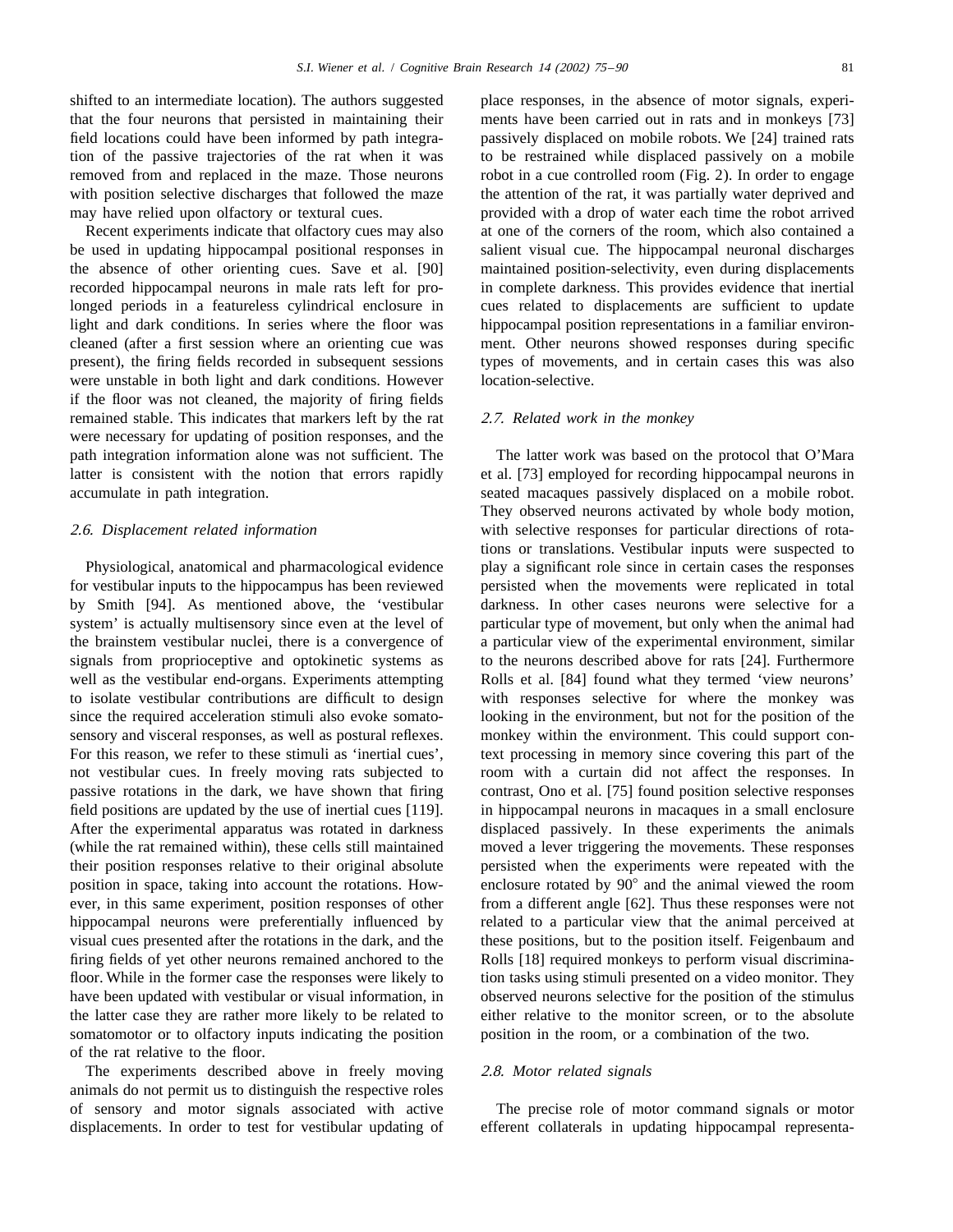shifted to an intermediate location). The authors suggested that the four neurons that persisted in maintaining their field locations could have been informed by path integration of the passive trajectories of the rat when it was removed from and replaced in the maze. Those neurons with position selective discharges that followed the maze may have relied upon olfactory or textural cues.

Recent experiments indicate that olfactory cues may also be used in updating hippocampal positional responses in the absence of other orienting cues. Save et al. [90] recorded hippocampal neurons in male rats left for prolonged periods in a featureless cylindrical enclosure in light and dark conditions. In series where the floor was cleaned (after a first session where an orienting cue was present), the firing fields recorded in subsequent sessions were unstable in both light and dark conditions. However if the floor was not cleaned, the majority of firing fields remained stable. This indicates that markers left by the rat were necessary for updating of position responses, and the path integration information alone was not sufficient. The latter is consistent with the notion that errors rapidly accumulate in path integration.

### *2.6. Displacement related information*

Physiological, anatomical and pharmacological evidence for vestibular inputs to the hippocampus has been reviewed by Smith [94]. As mentioned above, the 'vestibular system' is actually multisensory since even at the level of the brainstem vestibular nuclei, there is a convergence of signals from proprioceptive and optokinetic systems as well as the vestibular end-organs. Experiments attempting to isolate vestibular contributions are difficult to design since the required acceleration stimuli also evoke somatosensory and visceral responses, as well as postural reflexes. For this reason, we refer to these stimuli as 'inertial cues', not vestibular cues. In freely moving rats subjected to passive rotations in the dark, we have shown that firing field positions are updated by the use of inertial cues [119]. After the experimental apparatus was rotated in darkness (while the rat remained within), these cells still maintained their position responses relative to their original absolute position in space, taking into account the rotations. However, in this same experiment, position responses of other hippocampal neurons were preferentially influenced by visual cues presented after the rotations in the dark, and the firing fields of yet other neurons remained anchored to the floor. While in the former case the responses were likely to have been updated with vestibular or visual information, in the latter case they are rather more likely to be related to somatomotor or to olfactory inputs indicating the position of the rat relative to the floor.

The experiments described above in freely moving animals do not permit us to distinguish the respective roles of sensory and motor signals associated with active displacements. In order to test for vestibular updating of place responses, in the absence of motor signals, experiments have been carried out in rats and in monkeys [73] passively displaced on mobile robots. We [24] trained rats to be restrained while displaced passively on a mobile robot in a cue controlled room (Fig. 2). In order to engage the attention of the rat, it was partially water deprived and provided with a drop of water each time the robot arrived at one of the corners of the room, which also contained a salient visual cue. The hippocampal neuronal discharges maintained position-selectivity, even during displacements in complete darkness. This provides evidence that inertial cues related to displacements are sufficient to update hippocampal position representations in a familiar environment. Other neurons showed responses during specific types of movements, and in certain cases this was also location-selective.

### *2.7. Related work in the monkey*

The latter work was based on the protocol that O'Mara et al. [73] employed for recording hippocampal neurons in seated macaques passively displaced on a mobile robot. They observed neurons activated by whole body motion, with selective responses for particular directions of rotations or translations. Vestibular inputs were suspected to play a significant role since in certain cases the responses persisted when the movements were replicated in total darkness. In other cases neurons were selective for a particular type of movement, but only when the animal had a particular view of the experimental environment, similar to the neurons described above for rats [24]. Furthermore Rolls et al. [84] found what they termed 'view neurons' with responses selective for where the monkey was looking in the environment, but not for the position of the monkey within the environment. This could support context processing in memory since covering this part of the room with a curtain did not affect the responses. In contrast, Ono et al. [75] found position selective responses in hippocampal neurons in macaques in a small enclosure displaced passively. In these experiments the animals moved a lever triggering the movements. These responses persisted when the experiments were repeated with the enclosure rotated by 90° and the animal viewed the room from a different angle [62]. Thus these responses were not related to a particular view that the animal perceived at these positions, but to the position itself. Feigenbaum and Rolls [18] required monkeys to perform visual discrimination tasks using stimuli presented on a video monitor. They observed neurons selective for the position of the stimulus either relative to the monitor screen, or to the absolute position in the room, or a combination of the two.

### *2.8. Motor related signals*

The precise role of motor command signals or motor efferent collaterals in updating hippocampal representa-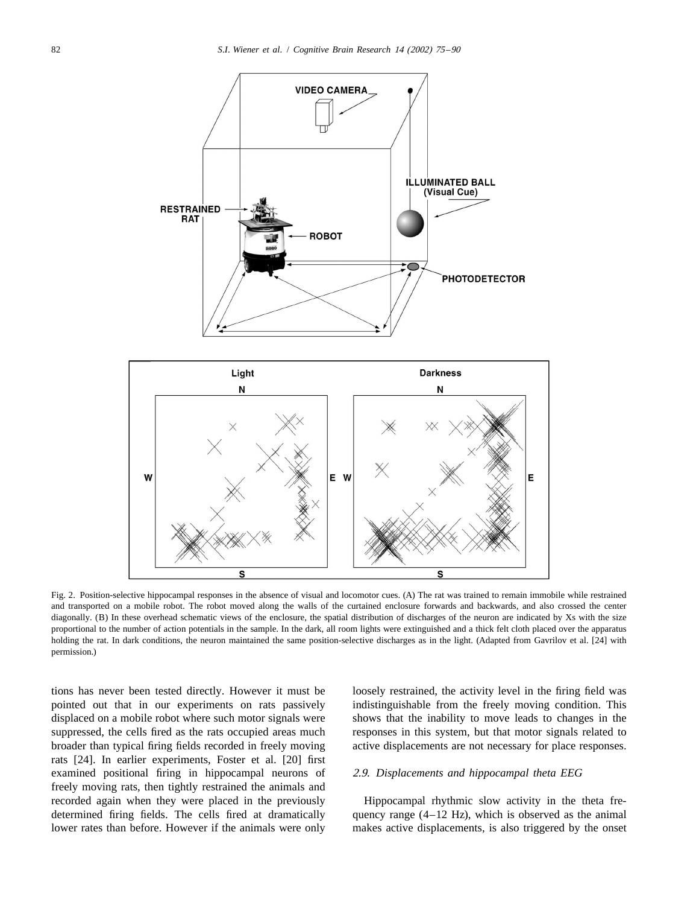Fig. 2. Position-selective hippocampal responses in the absence of visual and locomotor cues. (A) The rat was trained to remain immobile while restrained and transported on a mobile robot. The robot moved along the walls of the curtained enclosure forwards and backwards, and also crossed the center diagonally. (B) In these overhead schematic views of the enclosure, the spatial distribution of discharges of the neuron are indicated by Xs with the size proportional to the number of action potentials in the sample. In the dark, all room lights were extinguished and a thick felt cloth placed over the apparatus holding the rat. In dark conditions, the neuron maintained the same position-selective discharges as in the light. (Adapted from Gavrilov et al. [24] with permission.)

tions has never been tested directly. However it must be pointed out that in our experiments on rats passively displaced on a mobile robot where such motor signals were suppressed, the cells fired as the rats occupied areas much broader than typical firing fields recorded in freely moving rats [24]. In earlier experiments, Foster et al. [20] first examined positional firing in hippocampal neurons of freely moving rats, then tightly restrained the animals and recorded again when they were placed in the previously determined firing fields. The cells fired at dramatically lower rates than before. However if the animals were only loosely restrained, the activity level in the firing field was indistinguishable from the freely moving condition. This shows that the inability to move leads to changes in the responses in this system, but that motor signals related to active displacements are not necessary for place responses.

### *2.9. Displacements and hippocampal theta EEG*

Hippocampal rhythmic slow activity in the theta frequency range (4–12 Hz), which is observed as the animal makes active displacements, is also triggered by the onset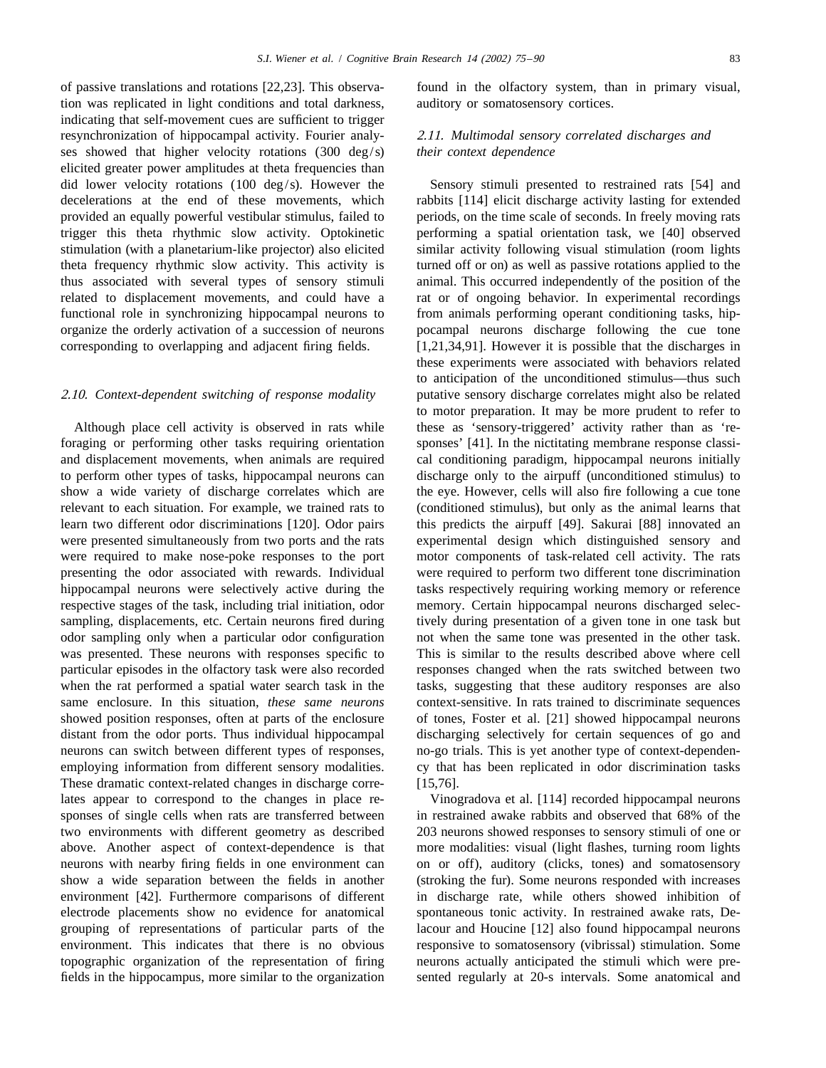of passive translations and rotations [22,23]. This observation was replicated in light conditions and total darkness, indicating that self-movement cues are sufficient to trigger resynchronization of hippocampal activity. Fourier analyses showed that higher velocity rotations (300 deg/s) elicited greater power amplitudes at theta frequencies than did lower velocity rotations (100 deg/s). However the decelerations at the end of these movements, which provided an equally powerful vestibular stimulus, failed to trigger this theta rhythmic slow activity. Optokinetic stimulation (with a planetarium-like projector) also elicited theta frequency rhythmic slow activity. This activity is thus associated with several types of sensory stimuli related to displacement movements, and could have a functional role in synchronizing hippocampal neurons to organize the orderly activation of a succession of neurons corresponding to overlapping and adjacent firing fields.

### *2.10. Context-dependent switching of response modality*

Although place cell activity is observed in rats while foraging or performing other tasks requiring orientation and displacement movements, when animals are required to perform other types of tasks, hippocampal neurons can show a wide variety of discharge correlates which are relevant to each situation. For example, we trained rats to learn two different odor discriminations [120]. Odor pairs were presented simultaneously from two ports and the rats were required to make nose-poke responses to the port presenting the odor associated with rewards. Individual hippocampal neurons were selectively active during the respective stages of the task, including trial initiation, odor sampling, displacements, etc. Certain neurons fired during odor sampling only when a particular odor configuration was presented. These neurons with responses specific to particular episodes in the olfactory task were also recorded when the rat performed a spatial water search task in the same enclosure. In this situation, *these same neurons* showed position responses, often at parts of the enclosure distant from the odor ports. Thus individual hippocampal neurons can switch between different types of responses, employing information from different sensory modalities. These dramatic context-related changes in discharge correlates appear to correspond to the changes in place responses of single cells when rats are transferred between two environments with different geometry as described above. Another aspect of context-dependence is that neurons with nearby firing fields in one environment can show a wide separation between the fields in another environment [42]. Furthermore comparisons of different electrode placements show no evidence for anatomical grouping of representations of particular parts of the environment. This indicates that there is no obvious topographic organization of the representation of firing fields in the hippocampus, more similar to the organization found in the olfactory system, than in primary visual, auditory or somatosensory cortices.

### *2.11. Multimodal sensory correlated discharges and their context dependence*

Sensory stimuli presented to restrained rats [54] and rabbits [114] elicit discharge activity lasting for extended periods, on the time scale of seconds. In freely moving rats performing a spatial orientation task, we [40] observed similar activity following visual stimulation (room lights turned off or on) as well as passive rotations applied to the animal. This occurred independently of the position of the rat or of ongoing behavior. In experimental recordings from animals performing operant conditioning tasks, hippocampal neurons discharge following the cue tone [1,21,34,91]. However it is possible that the discharges in these experiments were associated with behaviors related to anticipation of the unconditioned stimulus—thus such putative sensory discharge correlates might also be related to motor preparation. It may be more prudent to refer to these as 'sensory-triggered' activity rather than as 'responses' [41]. In the nictitating membrane response classical conditioning paradigm, hippocampal neurons initially discharge only to the airpuff (unconditioned stimulus) to the eye. However, cells will also fire following a cue tone (conditioned stimulus), but only as the animal learns that this predicts the airpuff [49]. Sakurai [88] innovated an experimental design which distinguished sensory and motor components of task-related cell activity. The rats were required to perform two different tone discrimination tasks respectively requiring working memory or reference memory. Certain hippocampal neurons discharged selectively during presentation of a given tone in one task but not when the same tone was presented in the other task. This is similar to the results described above where cell responses changed when the rats switched between two tasks, suggesting that these auditory responses are also context-sensitive. In rats trained to discriminate sequences of tones, Foster et al. [21] showed hippocampal neurons discharging selectively for certain sequences of go and no-go trials. This is yet another type of context-dependency that has been replicated in odor discrimination tasks [15,76].

Vinogradova et al. [114] recorded hippocampal neurons in restrained awake rabbits and observed that 68% of the 203 neurons showed responses to sensory stimuli of one or more modalities: visual (light flashes, turning room lights on or off), auditory (clicks, tones) and somatosensory (stroking the fur). Some neurons responded with increases in discharge rate, while others showed inhibition of spontaneous tonic activity. In restrained awake rats, Delacour and Houcine [12] also found hippocampal neurons responsive to somatosensory (vibrissal) stimulation. Some neurons actually anticipated the stimuli which were presented regularly at 20-s intervals. Some anatomical and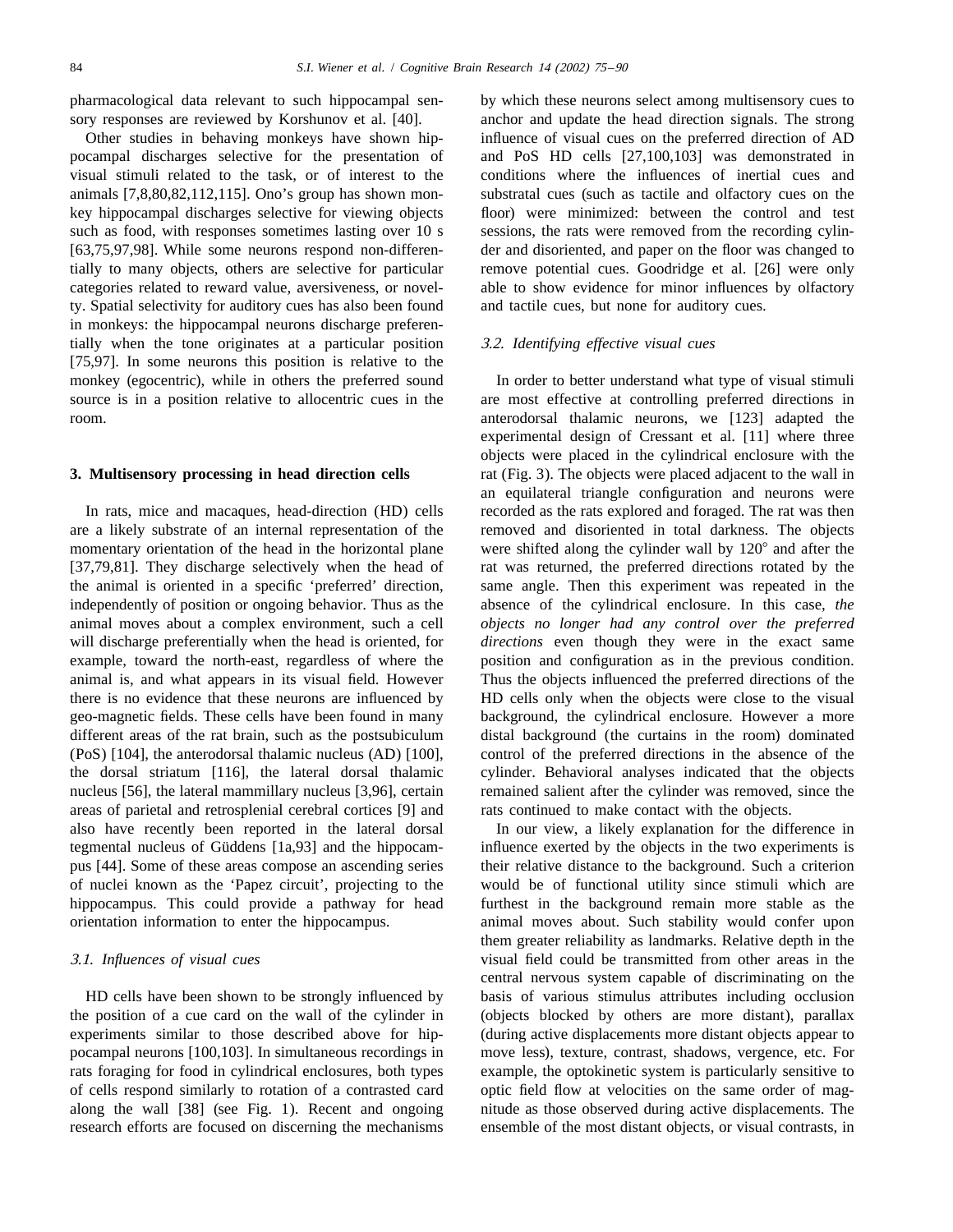pharmacological data relevant to such hippocampal sensory responses are reviewed by Korshunov et al. [40].

Other studies in behaving monkeys have shown hippocampal discharges selective for the presentation of visual stimuli related to the task, or of interest to the animals [7,8,80,82,112,115]. Ono's group has shown monkey hippocampal discharges selective for viewing objects such as food, with responses sometimes lasting over 10 s [63,75,97,98]. While some neurons respond non-differentially to many objects, others are selective for particular categories related to reward value, aversiveness, or novelty. Spatial selectivity for auditory cues has also been found in monkeys: the hippocampal neurons discharge preferentially when the tone originates at a particular position [75,97]. In some neurons this position is relative to the monkey (egocentric), while in others the preferred sound source is in a position relative to allocentric cues in the room.

## 3. Multisensory processing in head direction cells

In rats, mice and macaques, head-direction (HD) cells are a likely substrate of an internal representation of the momentary orientation of the head in the horizontal plane [37,79,81]. They discharge selectively when the head of the animal is oriented in a specific 'preferred' direction, independently of position or ongoing behavior. Thus as the animal moves about a complex environment, such a cell will discharge preferentially when the head is oriented, for example, toward the north-east, regardless of where the animal is, and what appears in its visual field. However there is no evidence that these neurons are influenced by geo-magnetic fields. These cells have been found in many different areas of the rat brain, such as the postsubiculum (PoS) [104], the anterodorsal thalamic nucleus (AD) [100], the dorsal striatum [116], the lateral dorsal thalamic nucleus [56], the lateral mammillary nucleus [3,96], certain areas of parietal and retrosplenial cerebral cortices [9] and also have recently been reported in the lateral dorsal tegmental nucleus of Güddens [1a,93] and the hippocampus [44]. Some of these areas compose an ascending series of nuclei known as the 'Papez circuit', projecting to the hippocampus. This could provide a pathway for head orientation information to enter the hippocampus.

### 3.1. Influences of visual cues

HD cells have been shown to be strongly influenced by the position of a cue card on the wall of the cylinder in experiments similar to those described above for hippocampal neurons [100,103]. In simultaneous recordings in rats foraging for food in cylindrical enclosures, both types of cells respond similarly to rotation of a contrasted card along the wall [38] (see Fig. 1). Recent and ongoing research efforts are focused on discerning the mechanisms by which these neurons select among multisensory cues to anchor and update the head direction signals. The strong influence of visual cues on the preferred direction of AD and PoS HD cells [27,100,103] was demonstrated in conditions where the influences of inertial cues and substratal cues (such as tactile and olfactory cues on the floor) were minimized: between the control and test sessions, the rats were removed from the recording cylinder and disoriented, and paper on the floor was changed to remove potential cues. Goodridge et al. [26] were only able to show evidence for minor influences by olfactory and tactile cues, but none for auditory cues.

### 3.2. Identifying effective visual cues

In order to better understand what type of visual stimuli are most effective at controlling preferred directions in anterodorsal thalamic neurons, we [123] adapted the experimental design of Cressant et al. [11] where three objects were placed in the cylindrical enclosure with the rat (Fig. 3). The objects were placed adjacent to the wall in an equilateral triangle configuration and neurons were recorded as the rats explored and foraged. The rat was then removed and disoriented in total darkness. The objects were shifted along the cylinder wall by 120° and after the rat was returned, the preferred directions rotated by the same angle. Then this experiment was repeated in the absence of the cylindrical enclosure. In this case, *the objects no longer had any control over the preferred directions* even though they were in the exact same position and configuration as in the previous condition. Thus the objects influenced the preferred directions of the HD cells only when the objects were close to the visual background, the cylindrical enclosure. However a more distal background (the curtains in the room) dominated control of the preferred directions in the absence of the cylinder. Behavioral analyses indicated that the objects remained salient after the cylinder was removed, since the rats continued to make contact with the objects.

In our view, a likely explanation for the difference in influence exerted by the objects in the two experiments is their relative distance to the background. Such a criterion would be of functional utility since stimuli which are furthest in the background remain more stable as the animal moves about. Such stability would confer upon them greater reliability as landmarks. Relative depth in the visual field could be transmitted from other areas in the central nervous system capable of discriminating on the basis of various stimulus attributes including occlusion (objects blocked by others are more distant), parallax (during active displacements more distant objects appear to move less), texture, contrast, shadows, vergence, etc. For example, the optokinetic system is particularly sensitive to optic field flow at velocities on the same order of magnitude as those observed during active displacements. The ensemble of the most distant objects, or visual contrasts, in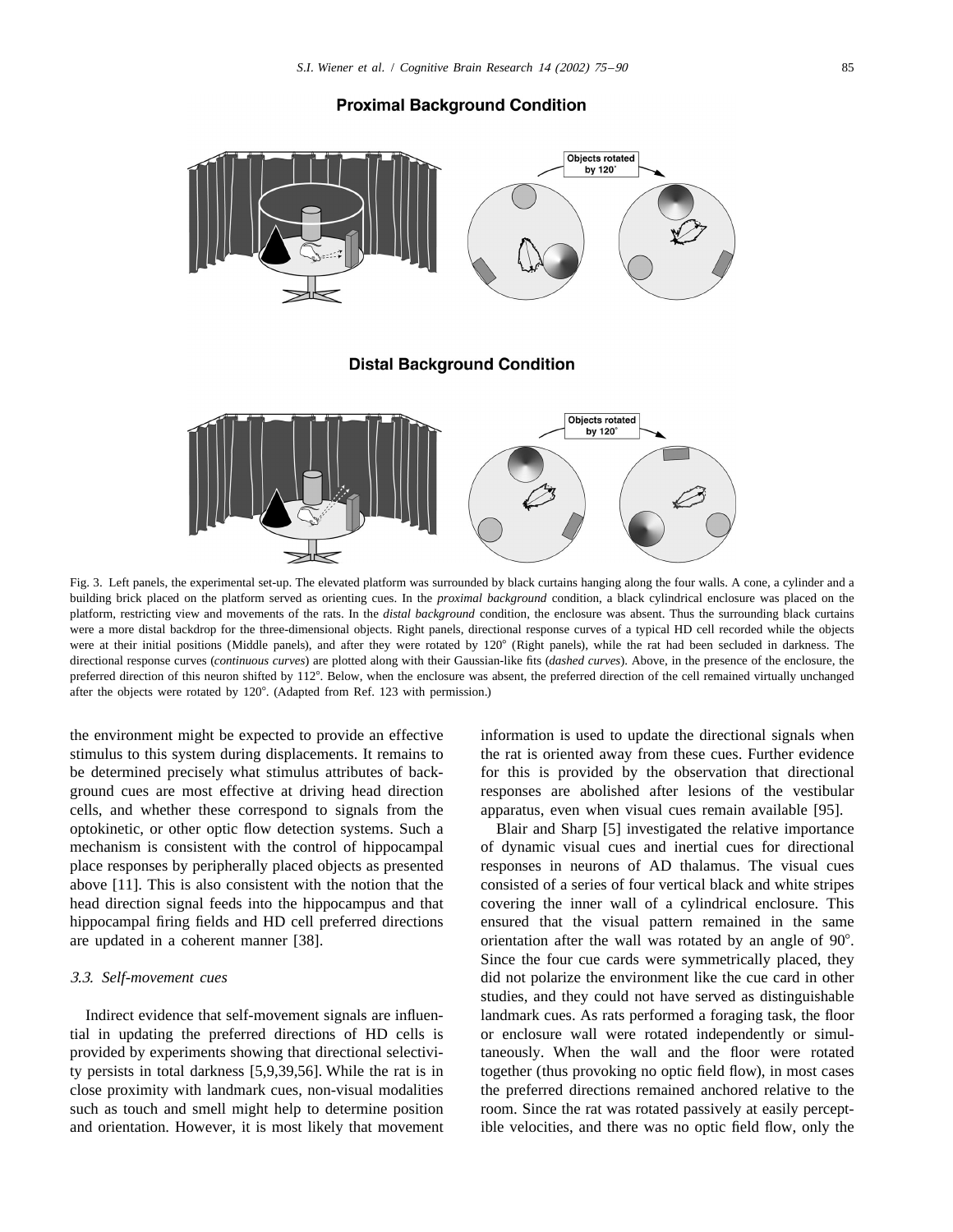**Proximal Background Condition**

**Distal Background Condition**

Fig. 3. Left panels, the experimental set-up. The elevated platform was surrounded by black curtains hanging along the four walls. A cone, a cylinder and a building brick placed on the platform served as orienting cues. In the *proximal background* condition, a black cylindrical enclosure was placed on the platform, restricting view and movements of the rats. In the *distal background* condition, the enclosure was absent. Thus the surrounding black curtains were a more distal backdrop for the three-dimensional objects. Right panels, directional response curves of a typical HD cell recorded while the objects were at their initial positions (Middle panels), and after they were rotated by 120° (Right panels), while the rat had been secluded in darkness. The directional response curves (*continuous curves*) are plotted along with their Gaussian-like fits (*dashed curves*). Above, in the presence of the enclosure, the preferred direction of this neuron shifted by 112°. Below, when the enclosure was absent, the preferred direction of the cell remained virtually unchanged after the objects were rotated by 120°. (Adapted from Ref. 123 with permission.)

the environment might be expected to provide an effective stimulus to this system during displacements. It remains to be determined precisely what stimulus attributes of background cues are most effective at driving head direction cells, and whether these correspond to signals from the optokinetic, or other optic flow detection systems. Such a mechanism is consistent with the control of hippocampal place responses by peripherally placed objects as presented above [11]. This is also consistent with the notion that the head direction signal feeds into the hippocampus and that hippocampal firing fields and HD cell preferred directions are updated in a coherent manner [38].

### 3.3. Self-movement cues

Indirect evidence that self-movement signals are influential in updating the preferred directions of HD cells is provided by experiments showing that directional selectivity persists in total darkness [5,9,39,56]. While the rat is in close proximity with landmark cues, non-visual modalities such as touch and smell might help to determine position and orientation. However, it is most likely that movement information is used to update the directional signals when the rat is oriented away from these cues. Further evidence for this is provided by the observation that directional responses are abolished after lesions of the vestibular apparatus, even when visual cues remain available [95].

Blair and Sharp [5] investigated the relative importance of dynamic visual cues and inertial cues for directional responses in neurons of AD thalamus. The visual cues consisted of a series of four vertical black and white stripes covering the inner wall of a cylindrical enclosure. This ensured that the visual pattern remained in the same orientation after the wall was rotated by an angle of 90°. Since the four cue cards were symmetrically placed, they did not polarize the environment like the cue card in other studies, and they could not have served as distinguishable landmark cues. As rats performed a foraging task, the floor or enclosure wall were rotated independently or simultaneously. When the wall and the floor were rotated together (thus provoking no optic field flow), in most cases the preferred directions remained anchored relative to the room. Since the rat was rotated passively at easily perceptible velocities, and there was no optic field flow, only the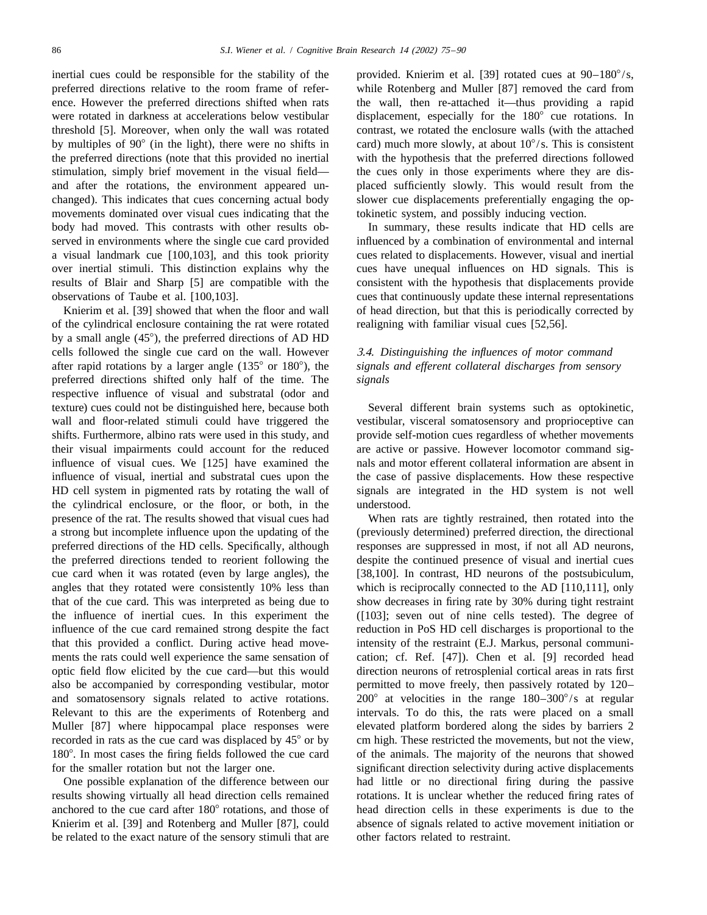inertial cues could be responsible for the stability of the preferred directions relative to the room frame of reference. However the preferred directions shifted when rats were rotated in darkness at accelerations below vestibular threshold [5]. Moreover, when only the wall was rotated by multiples of 90° (in the light), there were no shifts in the preferred directions (note that this provided no inertial stimulation, simply brief movement in the visual field—and after the rotations, the environment appeared unchanged). This indicates that cues concerning actual body movements dominated over visual cues indicating that the body had moved. This contrasts with other results observed in environments where the single cue card provided a visual landmark cue [100,103], and this took priority over inertial stimuli. This distinction explains why the results of Blair and Sharp [5] are compatible with the observations of Taube et al. [100,103].

Knierim et al. [39] showed that when the floor and wall of the cylindrical enclosure containing the rat were rotated by a small angle (45°), the preferred directions of AD HD cells followed the single cue card on the wall. However after rapid rotations by a larger angle (135° or 180°), the preferred directions shifted only half of the time. The respective influence of visual and substratal (odor and texture) cues could not be distinguished here, because both wall and floor-related stimuli could have triggered the shifts. Furthermore, albino rats were used in this study, and their visual impairments could account for the reduced influence of visual cues. We [125] have examined the influence of visual, inertial and substratal cues upon the HD cell system in pigmented rats by rotating the wall of the cylindrical enclosure, or the floor, or both, in the presence of the rat. The results showed that visual cues had a strong but incomplete influence upon the updating of the preferred directions of the HD cells. Specifically, although the preferred directions tended to reorient following the cue card when it was rotated (even by large angles), the angles that they rotated were consistently 10% less than that of the cue card. This was interpreted as being due to the influence of inertial cues. In this experiment the influence of the cue card remained strong despite the fact that this provided a conflict. During active head movements the rats could well experience the same sensation of optic field flow elicited by the cue card—but this would also be accompanied by corresponding vestibular, motor and somatosensory signals related to active rotations. Relevant to this are the experiments of Rotenberg and Muller [87] where hippocampal place responses were recorded in rats as the cue card was displaced by 45° or by 180°. In most cases the firing fields followed the cue card for the smaller rotation but not the larger one.

One possible explanation of the difference between our results showing virtually all head direction cells remained anchored to the cue card after 180° rotations, and those of Knierim et al. [39] and Rotenberg and Muller [87], could be related to the exact nature of the sensory stimuli that are provided. Knierim et al. [39] rotated cues at 90–180°/s, while Rotenberg and Muller [87] removed the card from the wall, then re-attached it—thus providing a rapid displacement, especially for the 180° cue rotations. In contrast, we rotated the enclosure walls (with the attached card) much more slowly, at about 10°/s. This is consistent with the hypothesis that the preferred directions followed the cues only in those experiments where they are displaced sufficiently slowly. This would result from the slower cue displacements preferentially engaging the optokinetic system, and possibly inducing vection.

In summary, these results indicate that HD cells are influenced by a combination of environmental and internal cues related to displacements. However, visual and inertial cues have unequal influences on HD signals. This is consistent with the hypothesis that displacements provide cues that continuously update these internal representations of head direction, but that this is periodically corrected by realigning with familiar visual cues [52,56].

### *3.4. Distinguishing the influences of motor command signals and efferent collateral discharges from sensory signals*

Several different brain systems such as optokinetic, vestibular, visceral somatosensory and proprioceptive can provide self-motion cues regardless of whether movements are active or passive. However locomotor command signals and motor efferent collateral information are absent in the case of passive displacements. How these respective signals are integrated in the HD system is not well understood.

When rats are tightly restrained, then rotated into the (previously determined) preferred direction, the directional responses are suppressed in most, if not all AD neurons, despite the continued presence of visual and inertial cues [38,100]. In contrast, HD neurons of the postsubiculum, which is reciprocally connected to the AD [110,111], only show decreases in firing rate by 30% during tight restraint ([103]; seven out of nine cells tested). The degree of reduction in PoS HD cell discharges is proportional to the intensity of the restraint (E.J. Markus, personal communication; cf. Ref. [47]). Chen et al. [9] recorded head direction neurons of retrosplenial cortical areas in rats first permitted to move freely, then passively rotated by 120–200° at velocities in the range 180–300°/s at regular intervals. To do this, the rats were placed on a small elevated platform bordered along the sides by barriers 2 cm high. These restricted the movements, but not the view, of the animals. The majority of the neurons that showed significant direction selectivity during active displacements had little or no directional firing during the passive rotations. It is unclear whether the reduced firing rates of head direction cells in these experiments is due to the absence of signals related to active movement initiation or other factors related to restraint.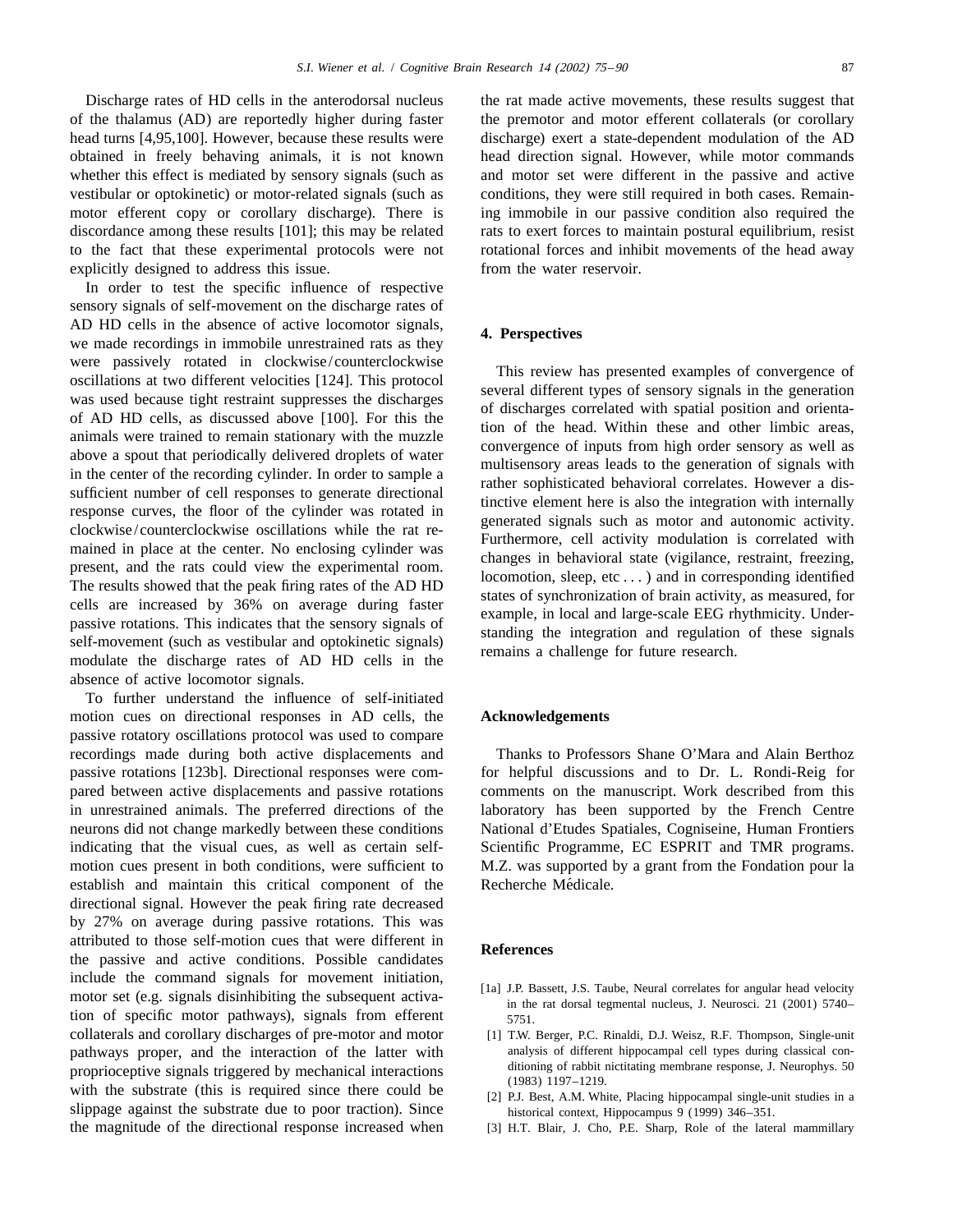Discharge rates of HD cells in the anterodorsal nucleus of the thalamus (AD) are reportedly higher during faster head turns [4,95,100]. However, because these results were obtained in freely behaving animals, it is not known whether this effect is mediated by sensory signals (such as vestibular or optokinetic) or motor-related signals (such as motor efferent copy or corollary discharge). There is discordance among these results [101]; this may be related to the fact that these experimental protocols were not explicitly designed to address this issue.

In order to test the specific influence of respective sensory signals of self-movement on the discharge rates of AD HD cells in the absence of active locomotor signals, we made recordings in immobile unrestrained rats as they were passively rotated in clockwise/counterclockwise oscillations at two different velocities [124]. This protocol was used because tight restraint suppresses the discharges of AD HD cells, as discussed above [100]. For this the animals were trained to remain stationary with the muzzle above a spout that periodically delivered droplets of water in the center of the recording cylinder. In order to sample a sufficient number of cell responses to generate directional response curves, the floor of the cylinder was rotated in clockwise/counterclockwise oscillations while the rat remained in place at the center. No enclosing cylinder was present, and the rats could view the experimental room. The results showed that the peak firing rates of the AD HD cells are increased by 36% on average during faster passive rotations. This indicates that the sensory signals of self-movement (such as vestibular and optokinetic signals) modulate the discharge rates of AD HD cells in the absence of active locomotor signals.

To further understand the influence of self-initiated motion cues on directional responses in AD cells, the passive rotatory oscillations protocol was used to compare recordings made during both active displacements and passive rotations [123b]. Directional responses were compared between active displacements and passive rotations in unrestrained animals. The preferred directions of the neurons did not change markedly between these conditions indicating that the visual cues, as well as certain self-motion cues present in both conditions, were sufficient to establish and maintain this critical component of the directional signal. However the peak firing rate decreased by 27% on average during passive rotations. This was attributed to those self-motion cues that were different in the passive and active conditions. Possible candidates include the command signals for movement initiation, motor set (e.g. signals disinhibiting the subsequent activation of specific motor pathways), signals from efferent collaterals and corollary discharges of pre-motor and motor pathways proper, and the interaction of the latter with proprioceptive signals triggered by mechanical interactions with the substrate (this is required since there could be slippage against the substrate due to poor traction). Since the magnitude of the directional response increased when the rat made active movements, these results suggest that the premotor and motor efferent collaterals (or corollary discharge) exert a state-dependent modulation of the AD head direction signal. However, while motor commands and motor set were different in the passive and active conditions, they were still required in both cases. Remaining immobile in our passive condition also required the rats to exert forces to maintain postural equilibrium, resist rotational forces and inhibit movements of the head away from the water reservoir.

## 4. Perspectives

This review has presented examples of convergence of several different types of sensory signals in the generation of discharges correlated with spatial position and orientation of the head. Within these and other limbic areas, convergence of inputs from high order sensory as well as multisensory areas leads to the generation of signals with rather sophisticated behavioral correlates. However a distinctive element here is also the integration with internally generated signals such as motor and autonomic activity. Furthermore, cell activity modulation is correlated with changes in behavioral state (vigilance, restraint, freezing, locomotion, sleep, etc . . . ) and in corresponding identified states of synchronization of brain activity, as measured, for example, in local and large-scale EEG rhythmicity. Understanding the integration and regulation of these signals remains a challenge for future research.

## Acknowledgements

Thanks to Professors Shane O'Mara and Alain Berthoz for helpful discussions and to Dr. L. Rondi-Reig for comments on the manuscript. Work described from this laboratory has been supported by the French Centre National d'Etudes Spatiales, Cogniseine, Human Frontiers Scientific Programme, EC ESPRIT and TMR programs. M.Z. was supported by a grant from the Fondation pour la Recherche Médicale.

## References

[1a] J.P. Bassett, J.S. Taube, Neural correlates for angular head velocity in the rat dorsal tegmental nucleus, J. Neurosci. 21 (2001) 5740–5751.

[1] T.W. Berger, P.C. Rinaldi, D.J. Weisz, R.F. Thompson, Single-unit analysis of different hippocampal cell types during classical conditioning of rabbit nictitating membrane response, J. Neurophys. 50 (1983) 1197–1219.

[2] P.J. Best, A.M. White, Placing hippocampal single-unit studies in a historical context, Hippocampus 9 (1999) 346–351.

[3] H.T. Blair, J. Cho, P.E. Sharp, Role of the lateral mammillary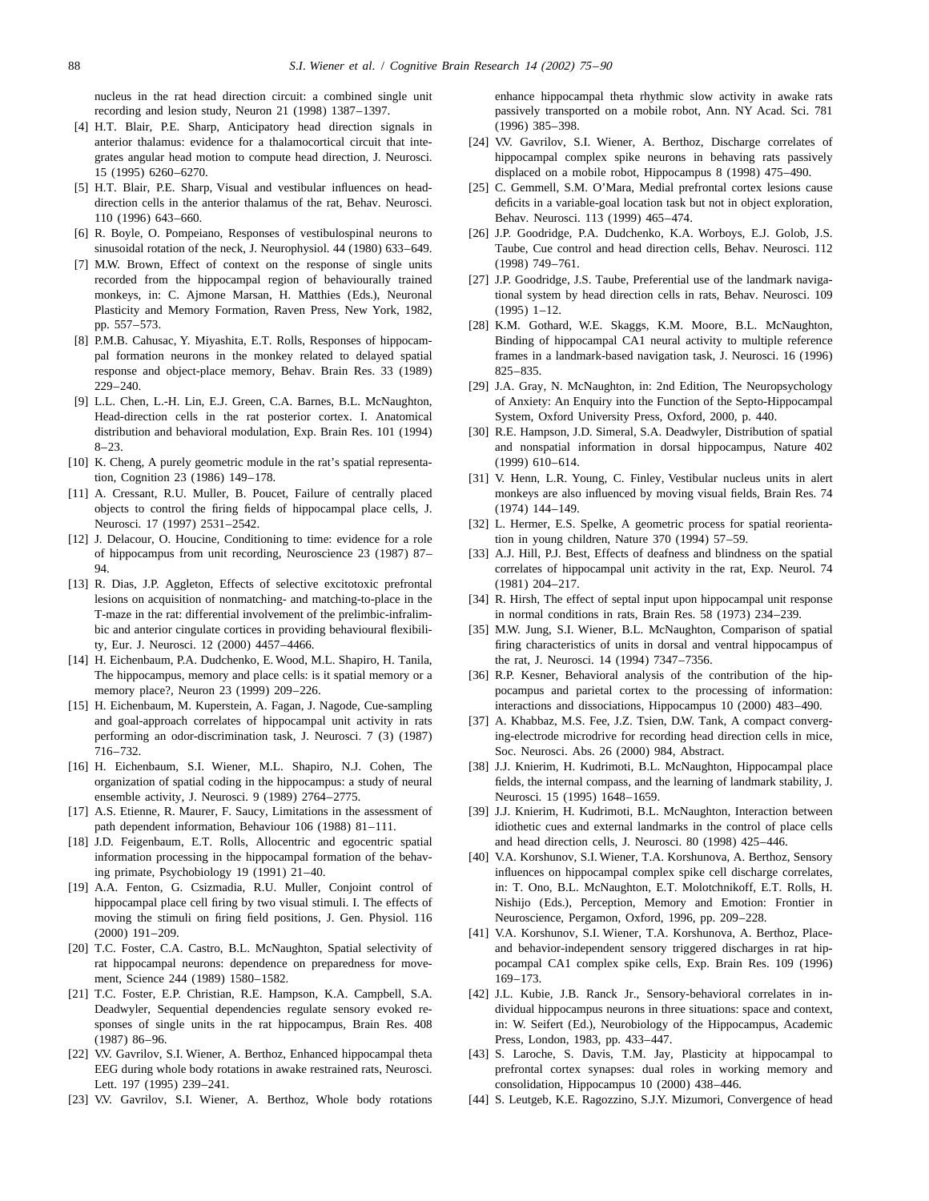nucleus in the rat head direction circuit: a combined single unit recording and lesion study, Neuron 21 (1998) 1387–1397.

[4] H.T. Blair, P.E. Sharp, Anticipatory head direction signals in anterior thalamus: evidence for a thalamocortical circuit that integrates angular head motion to compute head direction, J. Neurosci. 15 (1995) 6260–6270.

[5] H.T. Blair, P.E. Sharp, Visual and vestibular influences on head-direction cells in the anterior thalamus of the rat, Behav. Neurosci. 110 (1996) 643–660.

[6] R. Boyle, O. Pompeiano, Responses of vestibulospinal neurons to sinusoidal rotation of the neck, J. Neurophysiol. 44 (1980) 633–649.

[7] M.W. Brown, Effect of context on the response of single units recorded from the hippocampal region of behaviourally trained monkeys, in: C. Ajmone Marsan, H. Matthies (Eds.), Neuronal Plasticity and Memory Formation, Raven Press, New York, 1982, pp. 557–573.

[8] P.M.B. Cahusac, Y. Miyashita, E.T. Rolls, Responses of hippocampal formation neurons in the monkey related to delayed spatial response and object-place memory, Behav. Brain Res. 33 (1989) 229–240.

[9] L.L. Chen, L.-H. Lin, E.J. Green, C.A. Barnes, B.L. McNaughton, Head-direction cells in the rat posterior cortex. I. Anatomical distribution and behavioral modulation, Exp. Brain Res. 101 (1994) 8–23.

[10] K. Cheng, A purely geometric module in the rat's spatial representation, Cognition 23 (1986) 149–178.

[11] A. Cressant, R.U. Muller, B. Poucet, Failure of centrally placed objects to control the firing fields of hippocampal place cells, J. Neurosci. 17 (1997) 2531–2542.

[12] J. Delacour, O. Houcine, Conditioning to time: evidence for a role of hippocampus from unit recording, Neuroscience 23 (1987) 87–94.

[13] R. Dias, J.P. Aggleton, Effects of selective excitotoxic prefrontal lesions on acquisition of nonmatching- and matching-to-place in the T-maze in the rat: differential involvement of the prelimbic-infralimbic and anterior cingulate cortices in providing behavioural flexibility, Eur. J. Neurosci. 12 (2000) 4457–4466.

[14] H. Eichenbaum, P.A. Dudchenko, E. Wood, M.L. Shapiro, H. Tanila, The hippocampus, memory and place cells: is it spatial memory or a memory place?, Neuron 23 (1999) 209–226.

[15] H. Eichenbaum, M. Kuperstein, A. Fagan, J. Nagode, Cue-sampling and goal-approach correlates of hippocampal unit activity in rats performing an odor-discrimination task, J. Neurosci. 7 (3) (1987) 716–732.

[16] H. Eichenbaum, S.I. Wiener, M.L. Shapiro, N.J. Cohen, The organization of spatial coding in the hippocampus: a study of neural ensemble activity, J. Neurosci. 9 (1989) 2764–2775.

[17] A.S. Etienne, R. Maurer, F. Saucy, Limitations in the assessment of path dependent information, Behaviour 106 (1988) 81–111.

[18] J.D. Feigenbaum, E.T. Rolls, Allocentric and egocentric spatial information processing in the hippocampal formation of the behaving primate, Psychobiology 19 (1991) 21–40.

[19] A.A. Fenton, G. Csizmadia, R.U. Muller, Conjoint control of hippocampal place cell firing by two visual stimuli. I. The effects of moving the stimuli on firing field positions, J. Gen. Physiol. 116 (2000) 191–209.

[20] T.C. Foster, C.A. Castro, B.L. McNaughton, Spatial selectivity of rat hippocampal neurons: dependence on preparedness for movement, Science 244 (1989) 1580–1582.

[21] T.C. Foster, E.P. Christian, R.E. Hampson, K.A. Campbell, S.A. Deadwyler, Sequential dependencies regulate sensory evoked responses of single units in the rat hippocampus, Brain Res. 408 (1987) 86–96.

[22] V.V. Gavrilov, S.I. Wiener, A. Berthoz, Enhanced hippocampal theta EEG during whole body rotations in awake restrained rats, Neurosci. Lett. 197 (1995) 239–241.

[23] V.V. Gavrilov, S.I. Wiener, A. Berthoz, Whole body rotations enhance hippocampal theta rhythmic slow activity in awake rats passively transported on a mobile robot, Ann. NY Acad. Sci. 781 (1996) 385–398.

[24] V.V. Gavrilov, S.I. Wiener, A. Berthoz, Discharge correlates of hippocampal complex spike neurons in behaving rats passively displaced on a mobile robot, Hippocampus 8 (1998) 475–490.

[25] C. Gemmell, S.M. O'Mara, Medial prefrontal cortex lesions cause deficits in a variable-goal location task but not in object exploration, Behav. Neurosci. 113 (1999) 465–474.

[26] J.P. Goodridge, P.A. Dudchenko, K.A. Worboys, E.J. Golob, J.S. Taube, Cue control and head direction cells, Behav. Neurosci. 112 (1998) 749–761.

[27] J.P. Goodridge, J.S. Taube, Preferential use of the landmark navigational system by head direction cells in rats, Behav. Neurosci. 109 (1995) 1–12.

[28] K.M. Gothard, W.E. Skaggs, K.M. Moore, B.L. McNaughton, Binding of hippocampal CA1 neural activity to multiple reference frames in a landmark-based navigation task, J. Neurosci. 16 (1996) 825–835.

[29] J.A. Gray, N. McNaughton, in: 2nd Edition, The Neuropsychology of Anxiety: An Enquiry into the Function of the Septo-Hippocampal System, Oxford University Press, Oxford, 2000, p. 440.

[30] R.E. Hampson, J.D. Simeral, S.A. Deadwyler, Distribution of spatial and nonspatial information in dorsal hippocampus, Nature 402 (1999) 610–614.

[31] V. Henn, L.R. Young, C. Finley, Vestibular nucleus units in alert monkeys are also influenced by moving visual fields, Brain Res. 74 (1974) 144–149.

[32] L. Hermer, E.S. Spelke, A geometric process for spatial reorientation in young children, Nature 370 (1994) 57–59.

[33] A.J. Hill, P.J. Best, Effects of deafness and blindness on the spatial correlates of hippocampal unit activity in the rat, Exp. Neurol. 74 (1981) 204–217.

[34] R. Hirsh, The effect of septal input upon hippocampal unit response in normal conditions in rats, Brain Res. 58 (1973) 234–239.

[35] M.W. Jung, S.I. Wiener, B.L. McNaughton, Comparison of spatial firing characteristics of units in dorsal and ventral hippocampus of the rat, J. Neurosci. 14 (1994) 7347–7356.

[36] R.P. Kesner, Behavioral analysis of the contribution of the hippocampus and parietal cortex to the processing of information: interactions and dissociations, Hippocampus 10 (2000) 483–490.

[37] A. Khabbaz, M.S. Fee, J.Z. Tsien, D.W. Tank, A compact converging-electrode microdrive for recording head direction cells in mice, Soc. Neurosci. Abs. 26 (2000) 984, Abstract.

[38] J.J. Knierim, H. Kudrimoti, B.L. McNaughton, Hippocampal place fields, the internal compass, and the learning of landmark stability, J. Neurosci. 15 (1995) 1648–1659.

[39] J.J. Knierim, H. Kudrimoti, B.L. McNaughton, Interaction between idiothetic cues and external landmarks in the control of place cells and head direction cells, J. Neurosci. 80 (1998) 425–446.

[40] V.A. Korshunov, S.I. Wiener, T.A. Korshunova, A. Berthoz, Sensory influences on hippocampal complex spike cell discharge correlates, in: T. Ono, B.L. McNaughton, E.T. Molotchnikoff, E.T. Rolls, H. Nishijo (Eds.), Perception, Memory and Emotion: Frontier in Neuroscience, Pergamon, Oxford, 1996, pp. 209–228.

[41] V.A. Korshunov, S.I. Wiener, T.A. Korshunova, A. Berthoz, Place- and behavior-independent sensory triggered discharges in rat hippocampal CA1 complex spike cells, Exp. Brain Res. 109 (1996) 169–173.

[42] J.L. Kubie, J.B. Ranck Jr., Sensory-behavioral correlates in individual hippocampus neurons in three situations: space and context, in: W. Seifert (Ed.), Neurobiology of the Hippocampus, Academic Press, London, 1983, pp. 433–447.

[43] S. Laroche, S. Davis, T.M. Jay, Plasticity at hippocampal to prefrontal cortex synapses: dual roles in working memory and consolidation, Hippocampus 10 (2000) 438–446.

[44] S. Leutgeb, K.E. Ragozzino, S.J.Y. Mizumori, Convergence of head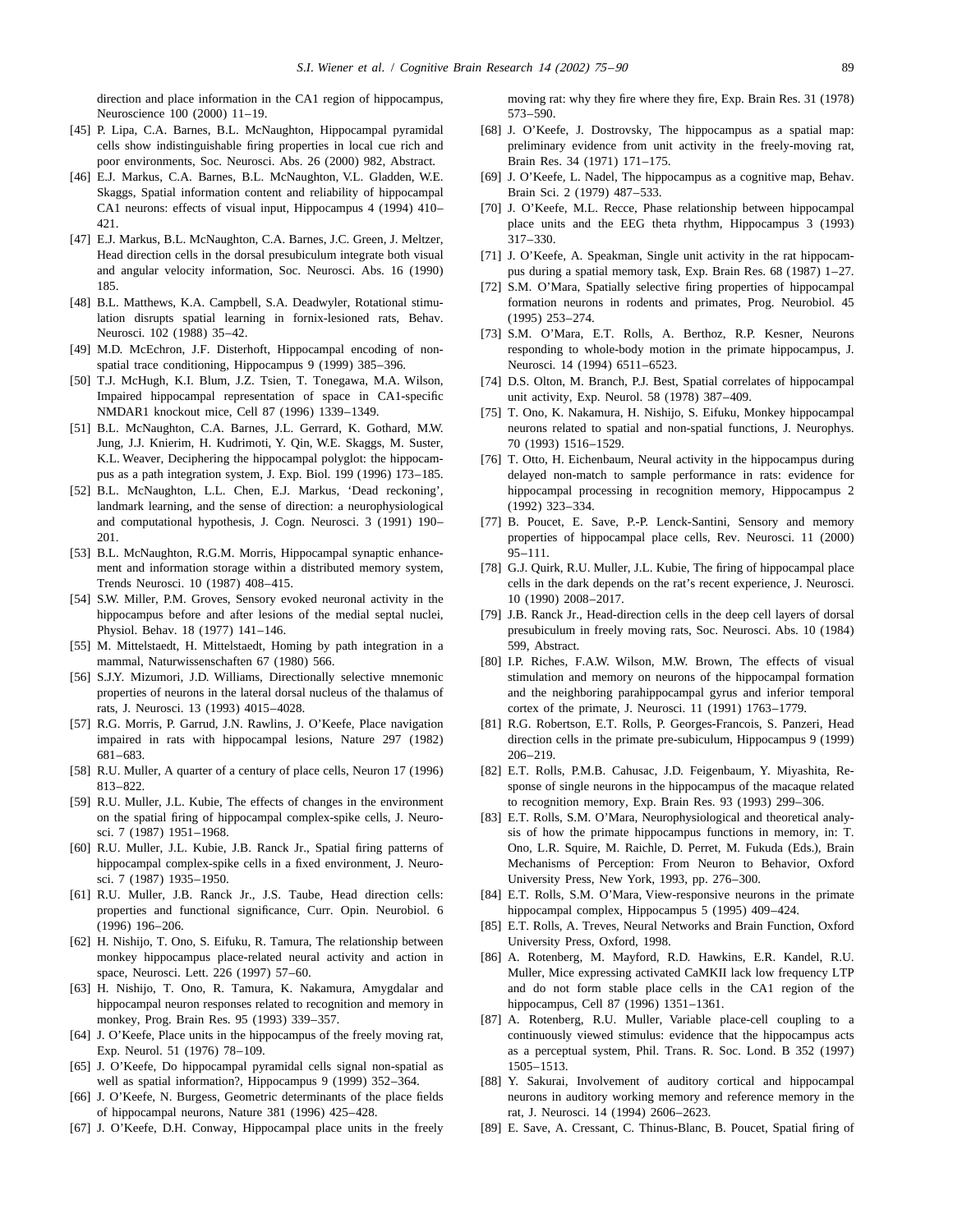direction and place information in the CA1 region of hippocampus, Neuroscience 100 (2000) 11–19.

[45] P. Lipa, C.A. Barnes, B.L. McNaughton, Hippocampal pyramidal cells show indistinguishable firing properties in local cue rich and poor environments, Soc. Neurosci. Abs. 26 (2000) 982, Abstract.

[46] E.J. Markus, C.A. Barnes, B.L. McNaughton, V.L. Gladden, W.E. Skaggs, Spatial information content and reliability of hippocampal CA1 neurons: effects of visual input, Hippocampus 4 (1994) 410–421.

[47] E.J. Markus, B.L. McNaughton, C.A. Barnes, J.C. Green, J. Meltzer, Head direction cells in the dorsal presubiculum integrate both visual and angular velocity information, Soc. Neurosci. Abs. 16 (1990) 185.

[48] B.L. Matthews, K.A. Campbell, S.A. Deadwyler, Rotational stimulation disrupts spatial learning in fornix-lesioned rats, Behav. Neurosci. 102 (1988) 35–42.

[49] M.D. McEchron, J.F. Disterhoft, Hippocampal encoding of non-spatial trace conditioning, Hippocampus 9 (1999) 385–396.

[50] T.J. McHugh, K.I. Blum, J.Z. Tsien, T. Tonegawa, M.A. Wilson, Impaired hippocampal representation of space in CA1-specific NMDAR1 knockout mice, Cell 87 (1996) 1339–1349.

[51] B.L. McNaughton, C.A. Barnes, J.L. Gerrard, K. Gothard, M.W. Jung, J.J. Knierim, H. Kudrimoti, Y. Qin, W.E. Skaggs, M. Suster, K.L. Weaver, Deciphering the hippocampal polyglot: the hippocampus as a path integration system, J. Exp. Biol. 199 (1996) 173–185.

[52] B.L. McNaughton, L.L. Chen, E.J. Markus, 'Dead reckoning', landmark learning, and the sense of direction: a neurophysiological and computational hypothesis, J. Cogn. Neurosci. 3 (1991) 190–201.

[53] B.L. McNaughton, R.G.M. Morris, Hippocampal synaptic enhancement and information storage within a distributed memory system, Trends Neurosci. 10 (1987) 408–415.

[54] S.W. Miller, P.M. Groves, Sensory evoked neuronal activity in the hippocampus before and after lesions of the medial septal nuclei, Physiol. Behav. 18 (1977) 141–146.

[55] M. Mittelstaedt, H. Mittelstaedt, Homing by path integration in a mammal, Naturwissenschaften 67 (1980) 566.

[56] S.J.Y. Mizumori, J.D. Williams, Directionally selective mnemonic properties of neurons in the lateral dorsal nucleus of the thalamus of rats, J. Neurosci. 13 (1993) 4015–4028.

[57] R.G. Morris, P. Garrud, J.N. Rawlins, J. O'Keefe, Place navigation impaired in rats with hippocampal lesions, Nature 297 (1982) 681–683.

[58] R.U. Muller, A quarter of a century of place cells, Neuron 17 (1996) 813–822.

[59] R.U. Muller, J.L. Kubie, The effects of changes in the environment on the spatial firing of hippocampal complex-spike cells, J. Neurosci. 7 (1987) 1951–1968.

[60] R.U. Muller, J.L. Kubie, J.B. Ranck Jr., Spatial firing patterns of hippocampal complex-spike cells in a fixed environment, J. Neurosci. 7 (1987) 1935–1950.

[61] R.U. Muller, J.B. Ranck Jr., J.S. Taube, Head direction cells: properties and functional significance, Curr. Opin. Neurobiol. 6 (1996) 196–206.

[62] H. Nishijo, T. Ono, S. Eifuku, R. Tamura, The relationship between monkey hippocampus place-related neural activity and action in space, Neurosci. Lett. 226 (1997) 57–60.

[63] H. Nishijo, T. Ono, R. Tamura, K. Nakamura, Amygdalar and hippocampal neuron responses related to recognition and memory in monkey, Prog. Brain Res. 95 (1993) 339–357.

[64] J. O'Keefe, Place units in the hippocampus of the freely moving rat, Exp. Neurol. 51 (1976) 78–109.

[65] J. O'Keefe, Do hippocampal pyramidal cells signal non-spatial as well as spatial information?, Hippocampus 9 (1999) 352–364.

[66] J. O'Keefe, N. Burgess, Geometric determinants of the place fields of hippocampal neurons, Nature 381 (1996) 425–428.

[67] J. O'Keefe, D.H. Conway, Hippocampal place units in the freely moving rat: why they fire where they fire, Exp. Brain Res. 31 (1978) 573–590.

[68] J. O'Keefe, J. Dostrovsky, The hippocampus as a spatial map: preliminary evidence from unit activity in the freely-moving rat, Brain Res. 34 (1971) 171–175.

[69] J. O'Keefe, L. Nadel, The hippocampus as a cognitive map, Behav. Brain Sci. 2 (1979) 487–533.

[70] J. O'Keefe, M.L. Recce, Phase relationship between hippocampal place units and the EEG theta rhythm, Hippocampus 3 (1993) 317–330.

[71] J. O'Keefe, A. Speakman, Single unit activity in the rat hippocampus during a spatial memory task, Exp. Brain Res. 68 (1987) 1–27.

[72] S.M. O'Mara, Spatially selective firing properties of hippocampal formation neurons in rodents and primates, Prog. Neurobiol. 45 (1995) 253–274.

[73] S.M. O'Mara, E.T. Rolls, A. Berthoz, R.P. Kesner, Neurons responding to whole-body motion in the primate hippocampus, J. Neurosci. 14 (1994) 6511–6523.

[74] D.S. Olton, M. Branch, P.J. Best, Spatial correlates of hippocampal unit activity, Exp. Neurol. 58 (1978) 387–409.

[75] T. Ono, K. Nakamura, H. Nishijo, S. Eifuku, Monkey hippocampal neurons related to spatial and non-spatial functions, J. Neurophys. 70 (1993) 1516–1529.

[76] T. Otto, H. Eichenbaum, Neural activity in the hippocampus during delayed non-match to sample performance in rats: evidence for hippocampal processing in recognition memory, Hippocampus 2 (1992) 323–334.

[77] B. Poucet, E. Save, P.-P. Lenck-Santini, Sensory and memory properties of hippocampal place cells, Rev. Neurosci. 11 (2000) 95–111.

[78] G.J. Quirk, R.U. Muller, J.L. Kubie, The firing of hippocampal place cells in the dark depends on the rat's recent experience, J. Neurosci. 10 (1990) 2008–2017.

[79] J.B. Ranck Jr., Head-direction cells in the deep cell layers of dorsal presubiculum in freely moving rats, Soc. Neurosci. Abs. 10 (1984) 599, Abstract.

[80] I.P. Riches, F.A.W. Wilson, M.W. Brown, The effects of visual stimulation and memory on neurons of the hippocampal formation and the neighboring parahippocampal gyrus and inferior temporal cortex of the primate, J. Neurosci. 11 (1991) 1763–1779.

[81] R.G. Robertson, E.T. Rolls, P. Georges-Francois, S. Panzeri, Head direction cells in the primate pre-subiculum, Hippocampus 9 (1999) 206–219.

[82] E.T. Rolls, P.M.B. Cahusac, J.D. Feigenbaum, Y. Miyashita, Response of single neurons in the hippocampus of the macaque related to recognition memory, Exp. Brain Res. 93 (1993) 299–306.

[83] E.T. Rolls, S.M. O'Mara, Neurophysiological and theoretical analysis of how the primate hippocampus functions in memory, in: T. Ono, L.R. Squire, M. Raichle, D. Perret, M. Fukuda (Eds.), Brain Mechanisms of Perception: From Neuron to Behavior, Oxford University Press, New York, 1993, pp. 276–300.

[84] E.T. Rolls, S.M. O'Mara, View-responsive neurons in the primate hippocampal complex, Hippocampus 5 (1995) 409–424.

[85] E.T. Rolls, A. Treves, Neural Networks and Brain Function, Oxford University Press, Oxford, 1998.

[86] A. Rotenberg, M. Mayford, R.D. Hawkins, E.R. Kandel, R.U. Muller, Mice expressing activated CaMKII lack low frequency LTP and do not form stable place cells in the CA1 region of the hippocampus, Cell 87 (1996) 1351–1361.

[87] A. Rotenberg, R.U. Muller, Variable place-cell coupling to a continuously viewed stimulus: evidence that the hippocampus acts as a perceptual system, Phil. Trans. R. Soc. Lond. B 352 (1997) 1505–1513.

[88] Y. Sakurai, Involvement of auditory cortical and hippocampal neurons in auditory working memory and reference memory in the rat, J. Neurosci. 14 (1994) 2606–2623.

[89] E. Save, A. Cressant, C. Thinus-Blanc, B. Poucet, Spatial firing of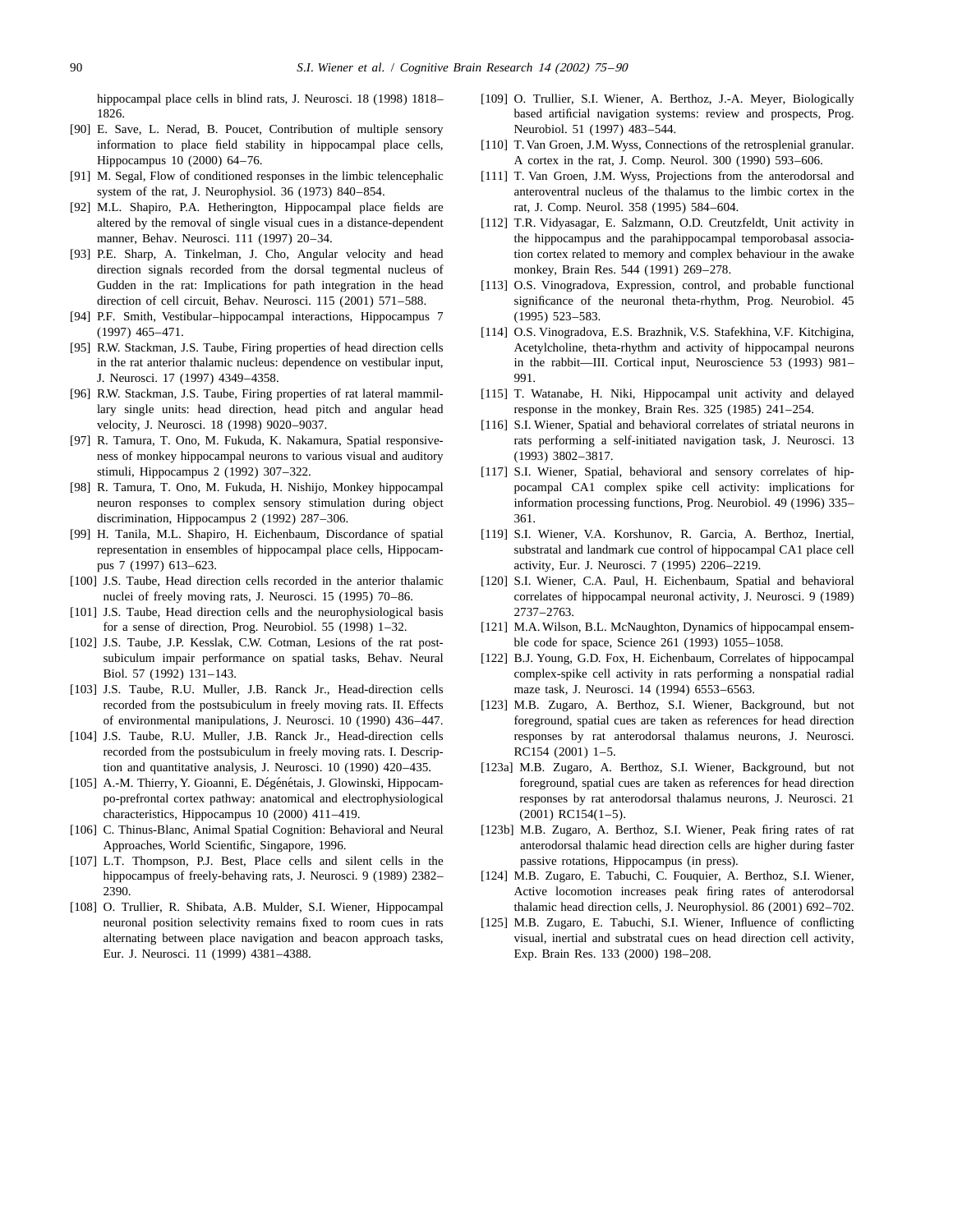hippocampal place cells in blind rats, J. Neurosci. 18 (1998) 1818–1826.

[90] E. Save, L. Nerad, B. Poucet, Contribution of multiple sensory information to place field stability in hippocampal place cells, Hippocampus 10 (2000) 64–76.

[91] M. Segal, Flow of conditioned responses in the limbic telencephalic system of the rat, J. Neurophysiol. 36 (1973) 840–854.

[92] M.L. Shapiro, P.A. Hetherington, Hippocampal place fields are altered by the removal of single visual cues in a distance-dependent manner, Behav. Neurosci. 111 (1997) 20–34.

[93] P.E. Sharp, A. Tinkelman, J. Cho, Angular velocity and head direction signals recorded from the dorsal tegmental nucleus of Gudden in the rat: Implications for path integration in the head direction of cell circuit, Behav. Neurosci. 115 (2001) 571–588.

[94] P.F. Smith, Vestibular–hippocampal interactions, Hippocampus 7 (1997) 465–471.

[95] R.W. Stackman, J.S. Taube, Firing properties of head direction cells in the rat anterior thalamic nucleus: dependence on vestibular input, J. Neurosci. 17 (1997) 4349–4358.

[96] R.W. Stackman, J.S. Taube, Firing properties of rat lateral mammillary single units: head direction, head pitch and angular head velocity, J. Neurosci. 18 (1998) 9020–9037.

[97] R. Tamura, T. Ono, M. Fukuda, K. Nakamura, Spatial responsiveness of monkey hippocampal neurons to various visual and auditory stimuli, Hippocampus 2 (1992) 307–322.

[98] R. Tamura, T. Ono, M. Fukuda, H. Nishijo, Monkey hippocampal neuron responses to complex sensory stimulation during object discrimination, Hippocampus 2 (1992) 287–306.

[99] H. Tanila, M.L. Shapiro, H. Eichenbaum, Discordance of spatial representation in ensembles of hippocampal place cells, Hippocampus 7 (1997) 613–623.

[100] J.S. Taube, Head direction cells recorded in the anterior thalamic nuclei of freely moving rats, J. Neurosci. 15 (1995) 70–86.

[101] J.S. Taube, Head direction cells and the neurophysiological basis for a sense of direction, Prog. Neurobiol. 55 (1998) 1–32.

[102] J.S. Taube, J.P. Kesslak, C.W. Cotman, Lesions of the rat postsubiculum impair performance on spatial tasks, Behav. Neural Biol. 57 (1992) 131–143.

[103] J.S. Taube, R.U. Muller, J.B. Ranck Jr., Head-direction cells recorded from the postsubiculum in freely moving rats. II. Effects of environmental manipulations, J. Neurosci. 10 (1990) 436–447.

[104] J.S. Taube, R.U. Muller, J.B. Ranck Jr., Head-direction cells recorded from the postsubiculum in freely moving rats. I. Description and quantitative analysis, J. Neurosci. 10 (1990) 420–435.

[105] A.-M. Thierry, Y. Gioanni, E. Dégénétais, J. Glowinski, Hippocampo-prefrontal cortex pathway: anatomical and electrophysiological characteristics, Hippocampus 10 (2000) 411–419.

[106] C. Thinus-Blanc, Animal Spatial Cognition: Behavioral and Neural Approaches, World Scientific, Singapore, 1996.

[107] L.T. Thompson, P.J. Best, Place cells and silent cells in the hippocampus of freely-behaving rats, J. Neurosci. 9 (1989) 2382–2390.

[108] O. Trullier, R. Shibata, A.B. Mulder, S.I. Wiener, Hippocampal neuronal position selectivity remains fixed to room cues in rats alternating between place navigation and beacon approach tasks, Eur. J. Neurosci. 11 (1999) 4381–4388.

[109] O. Trullier, S.I. Wiener, A. Berthoz, J.-A. Meyer, Biologically based artificial navigation systems: review and prospects, Prog. Neurobiol. 51 (1997) 483–544.

[110] T. Van Groen, J.M. Wyss, Connections of the retrosplenial granular A cortex in the rat, J. Comp. Neurol. 300 (1990) 593–606.

[111] T. Van Groen, J.M. Wyss, Projections from the anterodorsal and anteroventral nucleus of the thalamus to the limbic cortex in the rat, J. Comp. Neurol. 358 (1995) 584–604.

[112] T.R. Vidyasagar, E. Salzmann, O.D. Creutzfeldt, Unit activity in the hippocampus and the parahippocampal temporobasal association cortex related to memory and complex behaviour in the awake monkey, Brain Res. 544 (1991) 269–278.

[113] O.S. Vinogradova, Expression, control, and probable functional significance of the neuronal theta-rhythm, Prog. Neurobiol. 45 (1995) 523–583.

[114] O.S. Vinogradova, E.S. Brazhnik, V.S. Stafekhina, V.F. Kitchigina, Acetylcholine, theta-rhythm and activity of hippocampal neurons in the rabbit—III. Cortical input, Neuroscience 53 (1993) 981–991.

[115] T. Watanabe, H. Niki, Hippocampal unit activity and delayed response in the monkey, Brain Res. 325 (1985) 241–254.

[116] S.I. Wiener, Spatial and behavioral correlates of striatal neurons in rats performing a self-initiated navigation task, J. Neurosci. 13 (1993) 3802–3817.

[117] S.I. Wiener, Spatial, behavioral and sensory correlates of hippocampal CA1 complex spike cell activity: implications for information processing functions, Prog. Neurobiol. 49 (1996) 335–361.

[119] S.I. Wiener, V.A. Korshunov, R. Garcia, A. Berthoz, Inertial, substratal and landmark cue control of hippocampal CA1 place cell activity, Eur. J. Neurosci. 7 (1995) 2206–2219.

[120] S.I. Wiener, C.A. Paul, H. Eichenbaum, Spatial and behavioral correlates of hippocampal neuronal activity, J. Neurosci. 9 (1989) 2737–2763.

[121] M.A. Wilson, B.L. McNaughton, Dynamics of hippocampal ensemble code for space, Science 261 (1993) 1055–1058.

[122] B.J. Young, G.D. Fox, H. Eichenbaum, Correlates of hippocampal complex-spike cell activity in rats performing a nonspatial radial maze task, J. Neurosci. 14 (1994) 6553–6563.

[123] M.B. Zugaro, A. Berthoz, S.I. Wiener, Background, but not foreground, spatial cues are taken as references for head direction responses by rat anterodorsal thalamus neurons, J. Neurosci. RC154 (2001) 1–5.

[123a] M.B. Zugaro, A. Berthoz, S.I. Wiener, Background, but not foreground, spatial cues are taken as references for head direction responses by rat anterodorsal thalamus neurons, J. Neurosci. 21 (2001) RC154(1–5).

[123b] M.B. Zugaro, A. Berthoz, S.I. Wiener, Peak firing rates of rat anterodorsal thalamic head direction cells are higher during faster passive rotations, Hippocampus (in press).

[124] M.B. Zugaro, E. Tabuchi, C. Fouquier, A. Berthoz, S.I. Wiener, Active locomotion increases peak firing rates of anterodorsal thalamic head direction cells, J. Neurophysiol. 86 (2001) 692–702.

[125] M.B. Zugaro, E. Tabuchi, S.I. Wiener, Influence of conflicting visual, inertial and substratal cues on head direction cell activity, Exp. Brain Res. 133 (2000) 198–208.